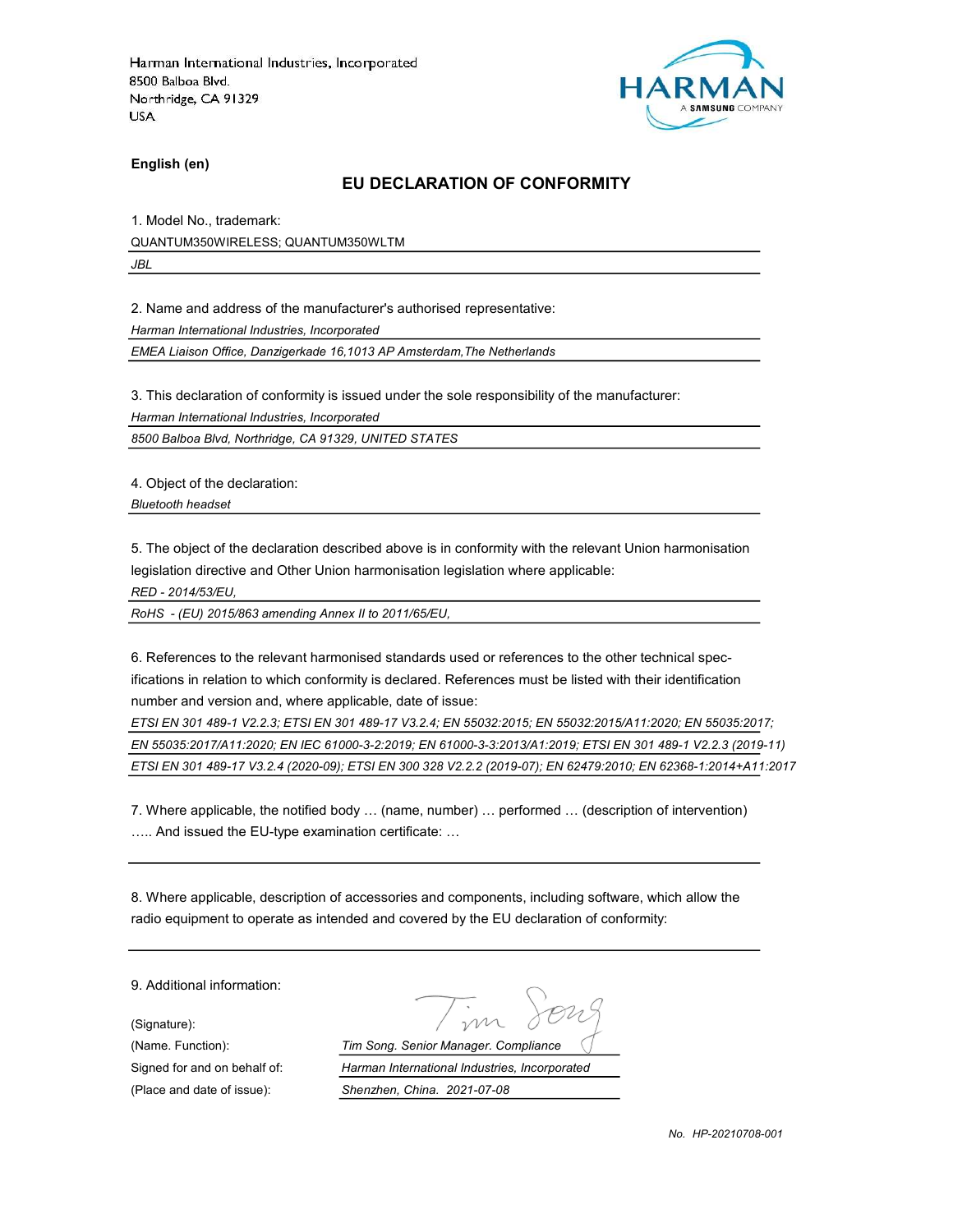Harman International Industries, Incorporated
8500 Balboa Blvd.
Northridge, CA 91329
USA

HARMAN
A SAMSUNG COMPANY

**English (en)**

## EU DECLARATION OF CONFORMITY

1. Model No., trademark:

QUANTUM350WIRELESS; QUANTUM350WLTM

*JBL*

2. Name and address of the manufacturer's authorised representative:

*Harman International Industries, Incorporated*

*EMEA Liaison Office, Danzigerkade 16,1013 AP Amsterdam,The Netherlands*

3. This declaration of conformity is issued under the sole responsibility of the manufacturer:

*Harman International Industries, Incorporated*

*8500 Balboa Blvd, Northridge, CA 91329, UNITED STATES*

4. Object of the declaration:

*Bluetooth headset*

5. The object of the declaration described above is in conformity with the relevant Union harmonisation legislation directive and Other Union harmonisation legislation where applicable:

*RED - 2014/53/EU,*

*RoHS - (EU) 2015/863 amending Annex II to 2011/65/EU,*

6. References to the relevant harmonised standards used or references to the other technical specifications in relation to which conformity is declared. References must be listed with their identification number and version and, where applicable, date of issue:

*ETSI EN 301 489-1 V2.2.3; ETSI EN 301 489-17 V3.2.4; EN 55032:2015; EN 55032:2015/A11:2020; EN 55035:2017; EN 55035:2017/A11:2020; EN IEC 61000-3-2:2019; EN 61000-3-3:2013/A1:2019; ETSI EN 301 489-1 V2.2.3 (2019-11) ETSI EN 301 489-17 V3.2.4 (2020-09); ETSI EN 300 328 V2.2.2 (2019-07); EN 62479:2010; EN 62368-1:2014+A11:2017*

7. Where applicable, the notified body … (name, number) … performed … (description of intervention) ….. And issued the EU-type examination certificate: …

8. Where applicable, description of accessories and components, including software, which allow the radio equipment to operate as intended and covered by the EU declaration of conformity:

9. Additional information:

(Signature): Tim Song

(Name. Function): *Tim Song. Senior Manager. Compliance*

Signed for and on behalf of: *Harman International Industries, Incorporated*

(Place and date of issue): *Shenzhen, China. 2021-07-08*

*No. HP-20210708-001*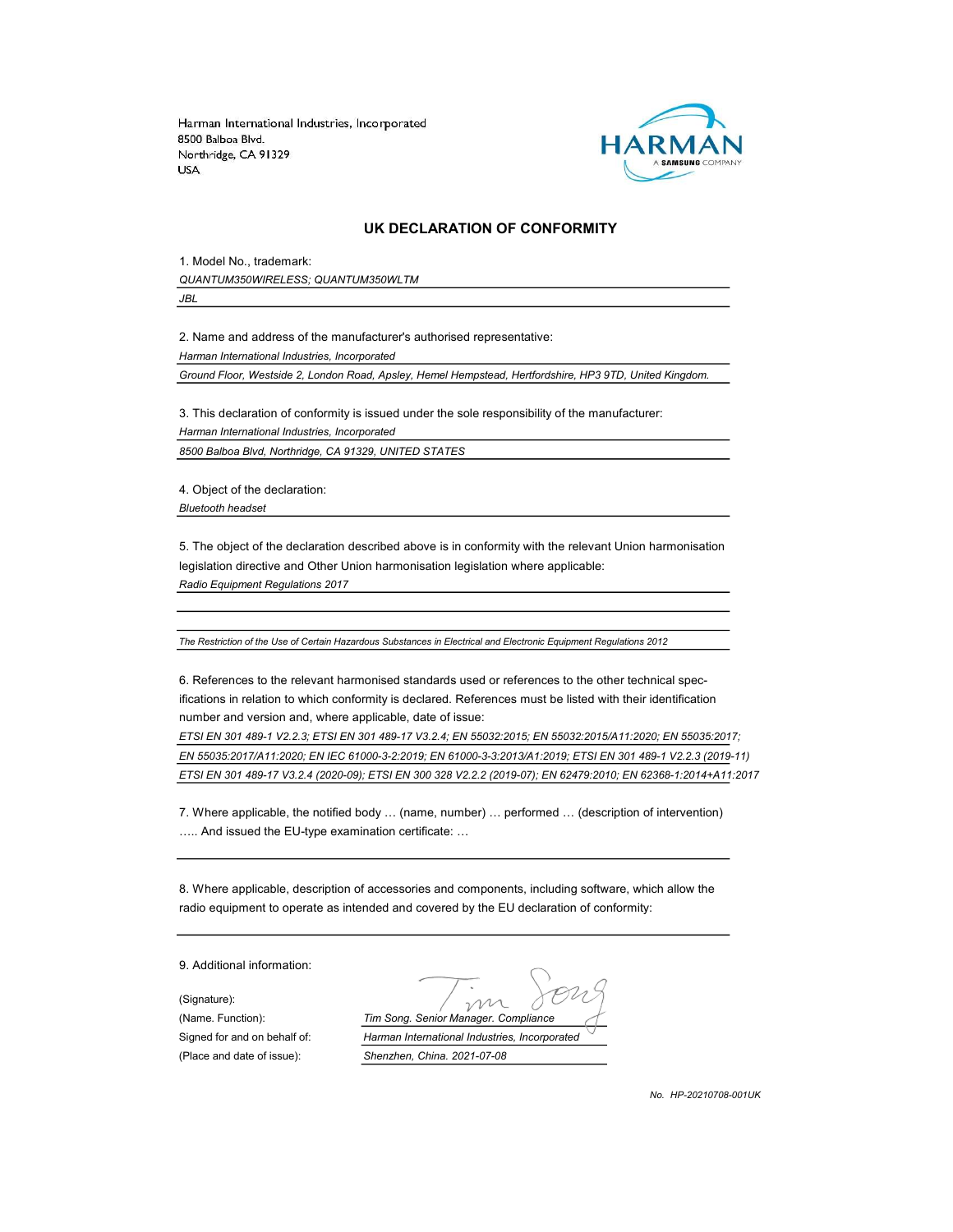Harman International Industries, Incorporated
8500 Balboa Blvd.
Northridge, CA 91329
USA

## UK DECLARATION OF CONFORMITY

1. Model No., trademark:

*QUANTUM350WIRELESS; QUANTUM350WLTM*

*JBL*

2. Name and address of the manufacturer's authorised representative:

*Harman International Industries, Incorporated*

*Ground Floor, Westside 2, London Road, Apsley, Hemel Hempstead, Hertfordshire, HP3 9TD, United Kingdom.*

3. This declaration of conformity is issued under the sole responsibility of the manufacturer:

*Harman International Industries, Incorporated*

*8500 Balboa Blvd, Northridge, CA 91329, UNITED STATES*

4. Object of the declaration:

*Bluetooth headset*

5. The object of the declaration described above is in conformity with the relevant Union harmonisation legislation directive and Other Union harmonisation legislation where applicable:

*Radio Equipment Regulations 2017*

*The Restriction of the Use of Certain Hazardous Substances in Electrical and Electronic Equipment Regulations 2012*

6. References to the relevant harmonised standards used or references to the other technical specifications in relation to which conformity is declared. References must be listed with their identification number and version and, where applicable, date of issue:

*ETSI EN 301 489-1 V2.2.3; ETSI EN 301 489-17 V3.2.4; EN 55032:2015; EN 55032:2015/A11:2020; EN 55035:2017; EN 55035:2017/A11:2020; EN IEC 61000-3-2:2019; EN 61000-3-3:2013/A1:2019; ETSI EN 301 489-1 V2.2.3 (2019-11) ETSI EN 301 489-17 V3.2.4 (2020-09); ETSI EN 300 328 V2.2.2 (2019-07); EN 62479:2010; EN 62368-1:2014+A11:2017*

7. Where applicable, the notified body … (name, number) … performed … (description of intervention) ….. And issued the EU-type examination certificate: …

8. Where applicable, description of accessories and components, including software, which allow the radio equipment to operate as intended and covered by the EU declaration of conformity:

9. Additional information:

(Signature):

(Name. Function): *Tim Song. Senior Manager. Compliance*

Signed for and on behalf of: *Harman International Industries, Incorporated*

(Place and date of issue): *Shenzhen, China. 2021-07-08*

*No. HP-20210708-001UK*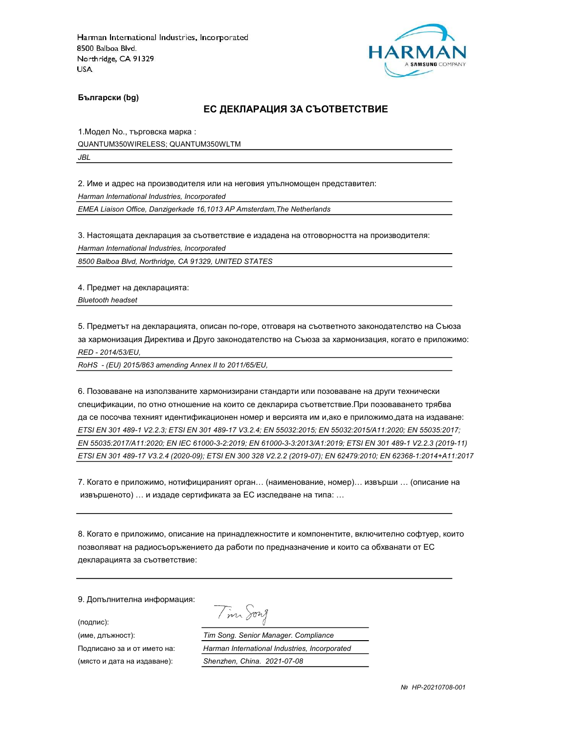Harman International Industries, Incorporated
8500 Balboa Blvd.
Northridge, CA 91329
USA

HARMAN
A SAMSUNG COMPANY

**Български (bg)**

## **ЕС ДЕКЛАРАЦИЯ ЗА СЪОТВЕТСТВИЕ**

1.Модел No., търговска марка :

QUANTUM350WIRELESS; QUANTUM350WLTM

*JBL*

2. Име и адрес на производителя или на неговия упълномощен представител:

*Harman International Industries, Incorporated*

*EMEA Liaison Office, Danzigerkade 16,1013 AP Amsterdam,The Netherlands*

3. Настоящата декларация за съответствие е издадена на отговорността на производителя:

*Harman International Industries, Incorporated*

*8500 Balboa Blvd, Northridge, CA 91329, UNITED STATES*

4. Предмет на декларацията:

*Bluetooth headset*

5. Предметът на декларацията, описан по-горе, отговаря на съответното законодателство на Съюза за хармонизация Директива и Друго законодателство на Съюза за хармонизация, когато е приложимо:

*RED - 2014/53/EU,*

*RoHS - (EU) 2015/863 amending Annex II to 2011/65/EU,*

6. Позоваване на използваните хармонизирани стандарти или позоваване на други технически спецификации, по отно отношение на които се декларира съответствие.При позоваването трябва да се посочва техният идентификационен номер и версията им и,ако е приложимо,дата на издаване:

*ETSI EN 301 489-1 V2.2.3; ETSI EN 301 489-17 V3.2.4; EN 55032:2015; EN 55032:2015/A11:2020; EN 55035:2017; EN 55035:2017/A11:2020; EN IEC 61000-3-2:2019; EN 61000-3-3:2013/A1:2019; ETSI EN 301 489-1 V2.2.3 (2019-11) ETSI EN 301 489-17 V3.2.4 (2020-09); ETSI EN 300 328 V2.2.2 (2019-07); EN 62479:2010; EN 62368-1:2014+A11:2017*

7. Когато е приложимо, нотифицираният орган… (наименование, номер)… извърши … (описание на извършеното) … и издаде сертификата за ЕС изследване на типа: …

8. Когато е приложимо, описание на принадлежностите и компонентите, включително софтуер, които позволяват на радиосъоръжението да работи по предназначение и които са обхванати от ЕС декларацията за съответствие:

9. Допълнителна информация:

| | |
|---|---|
| (подпис): | *[signature]* |
| (име, длъжност): | *Tim Song. Senior Manager. Compliance* |
| Подписано за и от името на: | *Harman International Industries, Incorporated* |
| (място и дата на издаване): | *Shenzhen, China. 2021-07-08* |

*№ HP-20210708-001*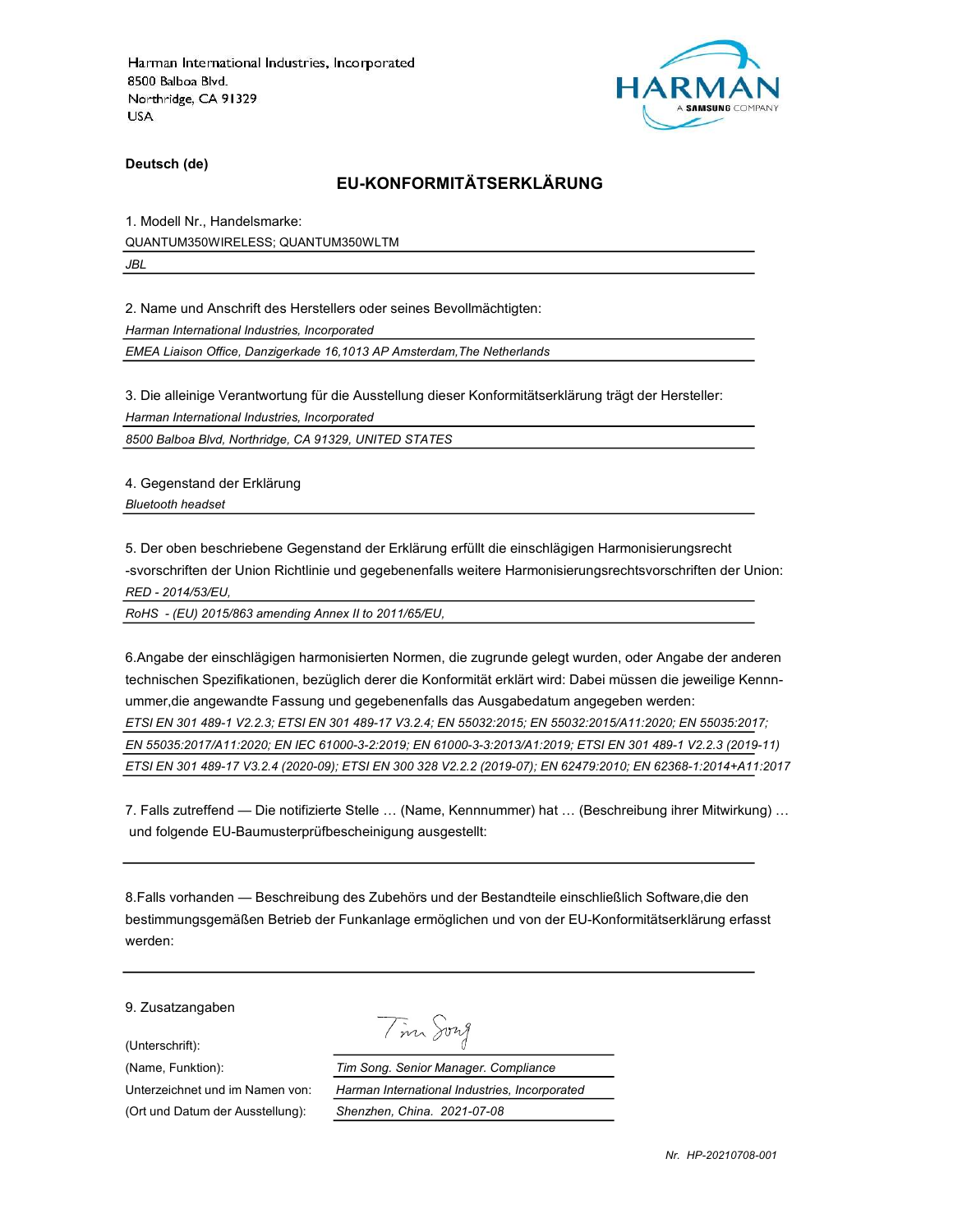Harman International Industries, Incorporated
8500 Balboa Blvd.
Northridge, CA 91329
USA

HARMAN
A SAMSUNG COMPANY

**Deutsch (de)**

## EU-KONFORMITÄTSERKLÄRUNG

1. Modell Nr., Handelsmarke:

QUANTUM350WIRELESS; QUANTUM350WLTM

*JBL*

2. Name und Anschrift des Herstellers oder seines Bevollmächtigten:

*Harman International Industries, Incorporated*

*EMEA Liaison Office, Danzigerkade 16,1013 AP Amsterdam,The Netherlands*

3. Die alleinige Verantwortung für die Ausstellung dieser Konformitätserklärung trägt der Hersteller:

*Harman International Industries, Incorporated*

*8500 Balboa Blvd, Northridge, CA 91329, UNITED STATES*

4. Gegenstand der Erklärung

*Bluetooth headset*

5. Der oben beschriebene Gegenstand der Erklärung erfüllt die einschlägigen Harmonisierungsrecht -svorschriften der Union Richtlinie und gegebenenfalls weitere Harmonisierungsrechtsvorschriften der Union:

*RED - 2014/53/EU,*

*RoHS - (EU) 2015/863 amending Annex II to 2011/65/EU,*

6.Angabe der einschlägigen harmonisierten Normen, die zugrunde gelegt wurden, oder Angabe der anderen technischen Spezifikationen, bezüglich derer die Konformität erklärt wird: Dabei müssen die jeweilige Kennn-ummer,die angewandte Fassung und gegebenenfalls das Ausgabedatum angegeben werden:

*ETSI EN 301 489-1 V2.2.3; ETSI EN 301 489-17 V3.2.4; EN 55032:2015; EN 55032:2015/A11:2020; EN 55035:2017; EN 55035:2017/A11:2020; EN IEC 61000-3-2:2019; EN 61000-3-3:2013/A1:2019; ETSI EN 301 489-1 V2.2.3 (2019-11) ETSI EN 301 489-17 V3.2.4 (2020-09); ETSI EN 300 328 V2.2.2 (2019-07); EN 62479:2010; EN 62368-1:2014+A11:2017*

7. Falls zutreffend — Die notifizierte Stelle … (Name, Kennnummer) hat … (Beschreibung ihrer Mitwirkung) … und folgende EU-Baumusterprüfbescheinigung ausgestellt:

8.Falls vorhanden — Beschreibung des Zubehörs und der Bestandteile einschließlich Software,die den bestimmungsgemäßen Betrieb der Funkanlage ermöglichen und von der EU-Konformitätserklärung erfasst werden:

9. Zusatzangaben

| | |
|---|---|
| (Unterschrift): | Tim Song |
| (Name, Funktion): | *Tim Song. Senior Manager. Compliance* |
| Unterzeichnet und im Namen von: | *Harman International Industries, Incorporated* |
| (Ort und Datum der Ausstellung): | *Shenzhen, China. 2021-07-08* |

*Nr. HP-20210708-001*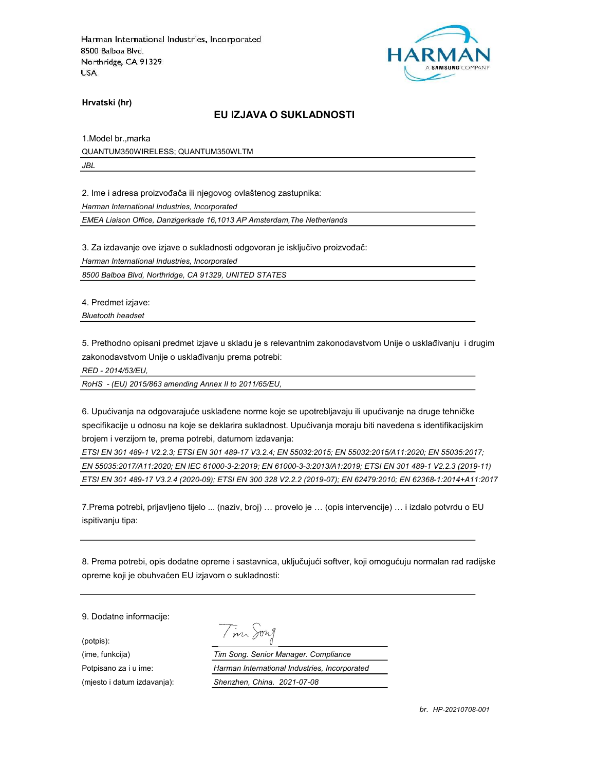Harman International Industries, Incorporated
8500 Balboa Blvd.
Northridge, CA 91329
USA

HARMAN
A SAMSUNG COMPANY

**Hrvatski (hr)**

## EU IZJAVA O SUKLADNOSTI

1.Model br.,marka

QUANTUM350WIRELESS; QUANTUM350WLTM

*JBL*

2. Ime i adresa proizvođača ili njegovog ovlaštenog zastupnika:

*Harman International Industries, Incorporated*

*EMEA Liaison Office, Danzigerkade 16,1013 AP Amsterdam,The Netherlands*

3. Za izdavanje ove izjave o sukladnosti odgovoran je isključivo proizvođač:

*Harman International Industries, Incorporated*

*8500 Balboa Blvd, Northridge, CA 91329, UNITED STATES*

4. Predmet izjave:

*Bluetooth headset*

5. Prethodno opisani predmet izjave u skladu je s relevantnim zakonodavstvom Unije o usklađivanju i drugim zakonodavstvom Unije o usklađivanju prema potrebi:

*RED - 2014/53/EU,*

*RoHS - (EU) 2015/863 amending Annex II to 2011/65/EU,*

6. Upućivanja na odgovarajuće usklađene norme koje se upotrebljavaju ili upućivanje na druge tehničke specifikacije u odnosu na koje se deklarira sukladnost. Upućivanja moraju biti navedena s identifikacijskim brojem i verzijom te, prema potrebi, datumom izdavanja:

*ETSI EN 301 489-1 V2.2.3; ETSI EN 301 489-17 V3.2.4; EN 55032:2015; EN 55032:2015/A11:2020; EN 55035:2017; EN 55035:2017/A11:2020; EN IEC 61000-3-2:2019; EN 61000-3-3:2013/A1:2019; ETSI EN 301 489-1 V2.2.3 (2019-11) ETSI EN 301 489-17 V3.2.4 (2020-09); ETSI EN 300 328 V2.2.2 (2019-07); EN 62479:2010; EN 62368-1:2014+A11:2017*

7.Prema potrebi, prijavljeno tijelo ... (naziv, broj) … provelo je … (opis intervencije) … i izdalo potvrdu o EU ispitivanju tipa:

8. Prema potrebi, opis dodatne opreme i sastavnica, uključujući softver, koji omogućuju normalan rad radijske opreme koji je obuhvaćen EU izjavom o sukladnosti:

9. Dodatne informacije:

| | |
|---|---|
| (potpis): | Tim Song |
| (ime, funkcija) | *Tim Song. Senior Manager. Compliance* |
| Potpisano za i u ime: | *Harman International Industries, Incorporated* |
| (mjesto i datum izdavanja): | *Shenzhen, China. 2021-07-08* |

*br. HP-20210708-001*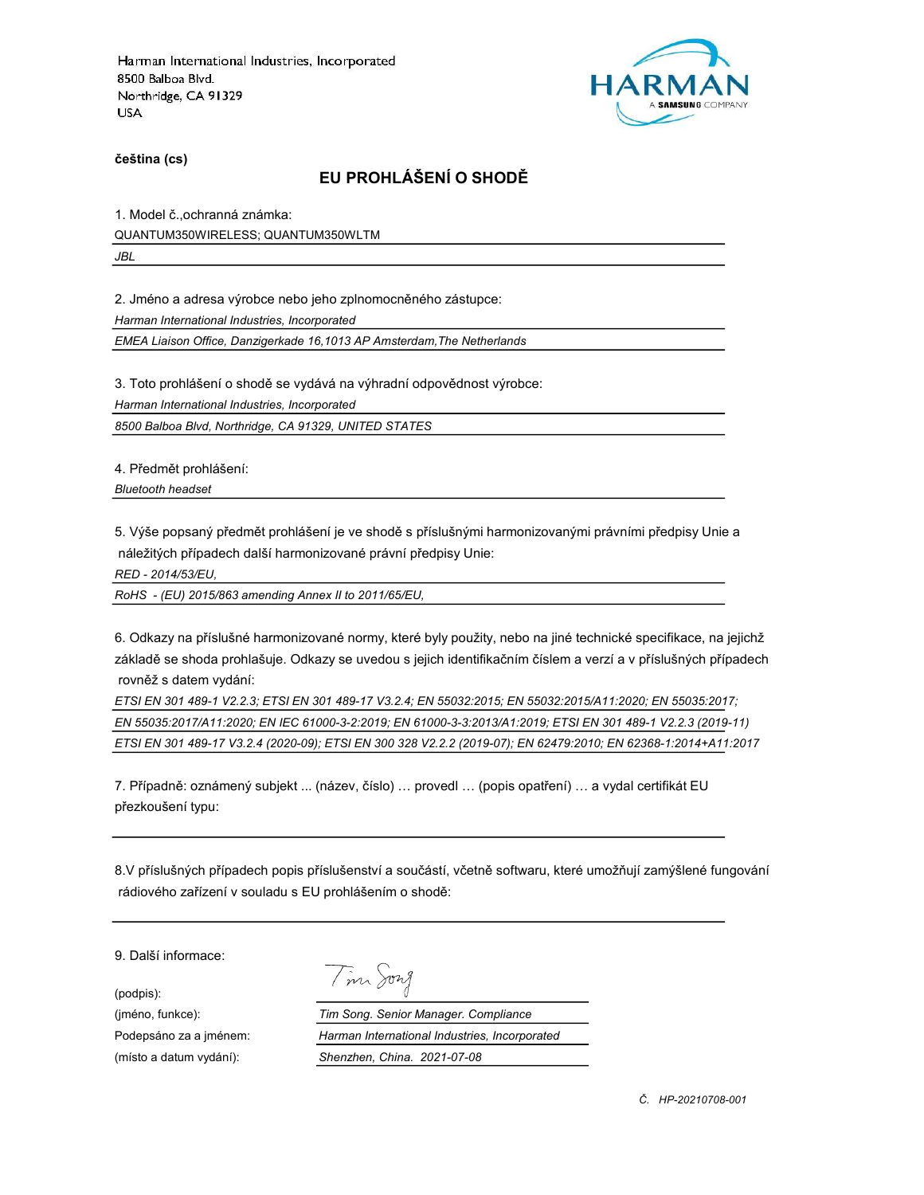Harman International Industries, Incorporated
8500 Balboa Blvd.
Northridge, CA 91329
USA

HARMAN
A SAMSUNG COMPANY

**čeština (cs)**

## EU PROHLÁŠENÍ O SHODĚ

1. Model č.,ochranná známka:

QUANTUM350WIRELESS; QUANTUM350WLTM

*JBL*

2. Jméno a adresa výrobce nebo jeho zplnomocněného zástupce:

*Harman International Industries, Incorporated*

*EMEA Liaison Office, Danzigerkade 16,1013 AP Amsterdam,The Netherlands*

3. Toto prohlášení o shodě se vydává na výhradní odpovědnost výrobce:

*Harman International Industries, Incorporated*

*8500 Balboa Blvd, Northridge, CA 91329, UNITED STATES*

4. Předmět prohlášení:

*Bluetooth headset*

5. Výše popsaný předmět prohlášení je ve shodě s příslušnými harmonizovanými právními předpisy Unie a náležitých případech další harmonizované právní předpisy Unie:

*RED - 2014/53/EU,*

*RoHS - (EU) 2015/863 amending Annex II to 2011/65/EU,*

6. Odkazy na příslušné harmonizované normy, které byly použity, nebo na jiné technické specifikace, na jejichž základě se shoda prohlašuje. Odkazy se uvedou s jejich identifikačním číslem a verzí a v příslušných případech rovněž s datem vydání:

*ETSI EN 301 489-1 V2.2.3; ETSI EN 301 489-17 V3.2.4; EN 55032:2015; EN 55032:2015/A11:2020; EN 55035:2017; EN 55035:2017/A11:2020; EN IEC 61000-3-2:2019; EN 61000-3-3:2013/A1:2019; ETSI EN 301 489-1 V2.2.3 (2019-11) ETSI EN 301 489-17 V3.2.4 (2020-09); ETSI EN 300 328 V2.2.2 (2019-07); EN 62479:2010; EN 62368-1:2014+A11:2017*

7. Případně: oznámený subjekt ... (název, číslo) … provedl … (popis opatření) … a vydal certifikát EU přezkoušení typu:

8.V příslušných případech popis příslušenství a součástí, včetně softwaru, které umožňují zamýšlené fungování rádiového zařízení v souladu s EU prohlášením o shodě:

9. Další informace:

| | |
|---|---|
| (podpis): | Tim Song |
| (jméno, funkce): | *Tim Song. Senior Manager. Compliance* |
| Podepsáno za a jménem: | *Harman International Industries, Incorporated* |
| (místo a datum vydání): | *Shenzhen, China. 2021-07-08* |

*Č. HP-20210708-001*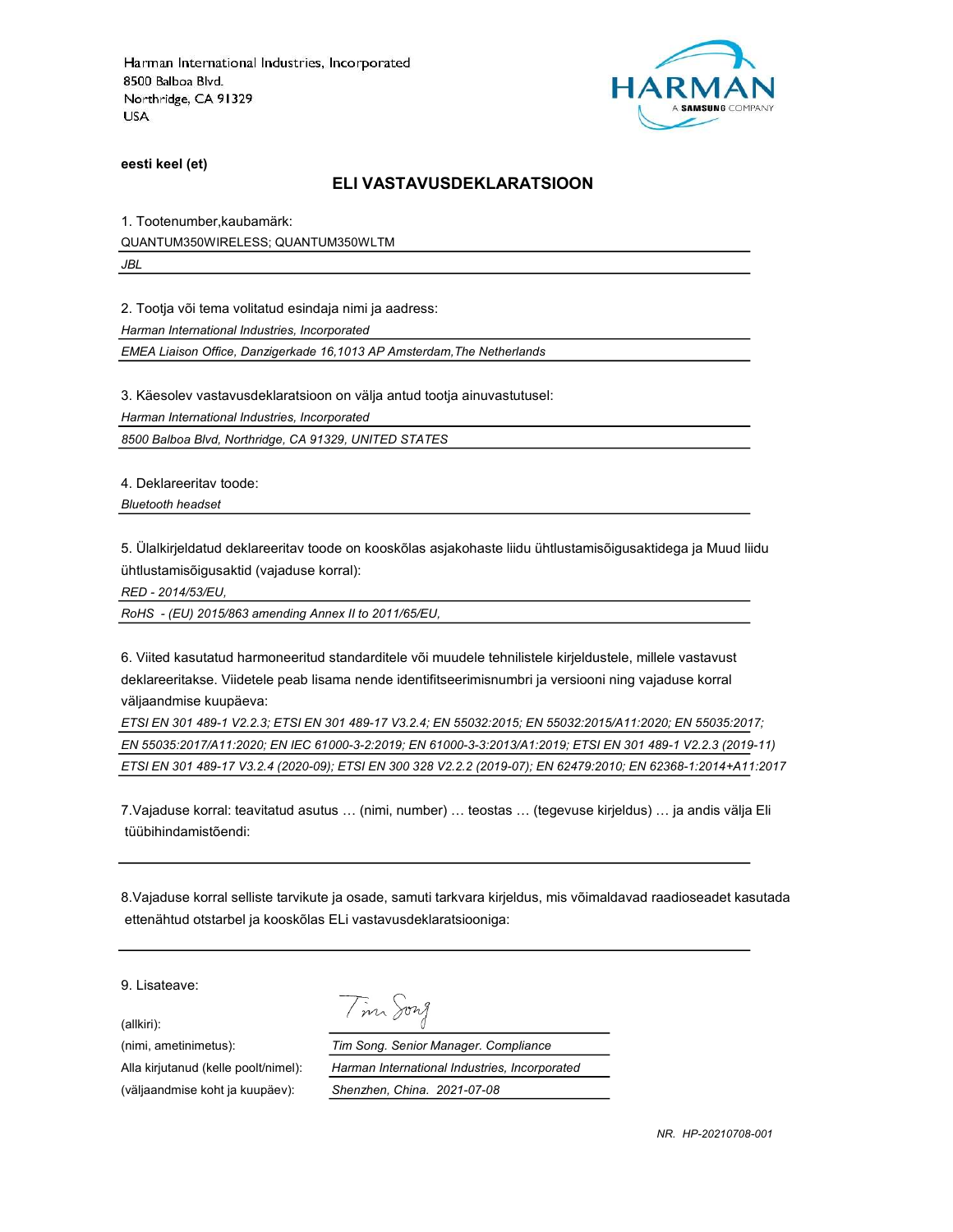Harman International Industries, Incorporated
8500 Balboa Blvd.
Northridge, CA 91329
USA

HARMAN
A SAMSUNG COMPANY

**eesti keel (et)**

## ELI VASTAVUSDEKLARATSIOON

1. Tootenumber,kaubamärk:

QUANTUM350WIRELESS; QUANTUM350WLTM

*JBL*

2. Tootja või tema volitatud esindaja nimi ja aadress:

*Harman International Industries, Incorporated*

*EMEA Liaison Office, Danzigerkade 16,1013 AP Amsterdam,The Netherlands*

3. Käesolev vastavusdeklaratsioon on välja antud tootja ainuvastutusel:

*Harman International Industries, Incorporated*

*8500 Balboa Blvd, Northridge, CA 91329, UNITED STATES*

4. Deklareeritav toode:

*Bluetooth headset*

5. Ülalkirjeldatud deklareeritav toode on kooskõlas asjakohaste liidu ühtlustamisõigusaktidega ja Muud liidu ühtlustamisõigusaktid (vajaduse korral):

*RED - 2014/53/EU,*

*RoHS - (EU) 2015/863 amending Annex II to 2011/65/EU,*

6. Viited kasutatud harmoneeritud standarditele või muudele tehnilistele kirjeldustele, millele vastavust deklareeritakse. Viidetele peab lisama nende identifitseerimisnumbri ja versiooni ning vajaduse korral väljaandmise kuupäeva:

*ETSI EN 301 489-1 V2.2.3; ETSI EN 301 489-17 V3.2.4; EN 55032:2015; EN 55032:2015/A11:2020; EN 55035:2017; EN 55035:2017/A11:2020; EN IEC 61000-3-2:2019; EN 61000-3-3:2013/A1:2019; ETSI EN 301 489-1 V2.2.3 (2019-11) ETSI EN 301 489-17 V3.2.4 (2020-09); ETSI EN 300 328 V2.2.2 (2019-07); EN 62479:2010; EN 62368-1:2014+A11:2017*

7.Vajaduse korral: teavitatud asutus … (nimi, number) … teostas … (tegevuse kirjeldus) … ja andis välja Eli tüübihindamistõendi:

8.Vajaduse korral selliste tarvikute ja osade, samuti tarkvara kirjeldus, mis võimaldavad raadioseadet kasutada ettenähtud otstarbel ja kooskõlas ELi vastavusdeklaratsiooniga:

9. Lisateave:

(allkiri):

(nimi, ametinimetus): *Tim Song. Senior Manager. Compliance*

Alla kirjutanud (kelle poolt/nimel): *Harman International Industries, Incorporated*

(väljaandmise koht ja kuupäev): *Shenzhen, China. 2021-07-08*

*NR. HP-20210708-001*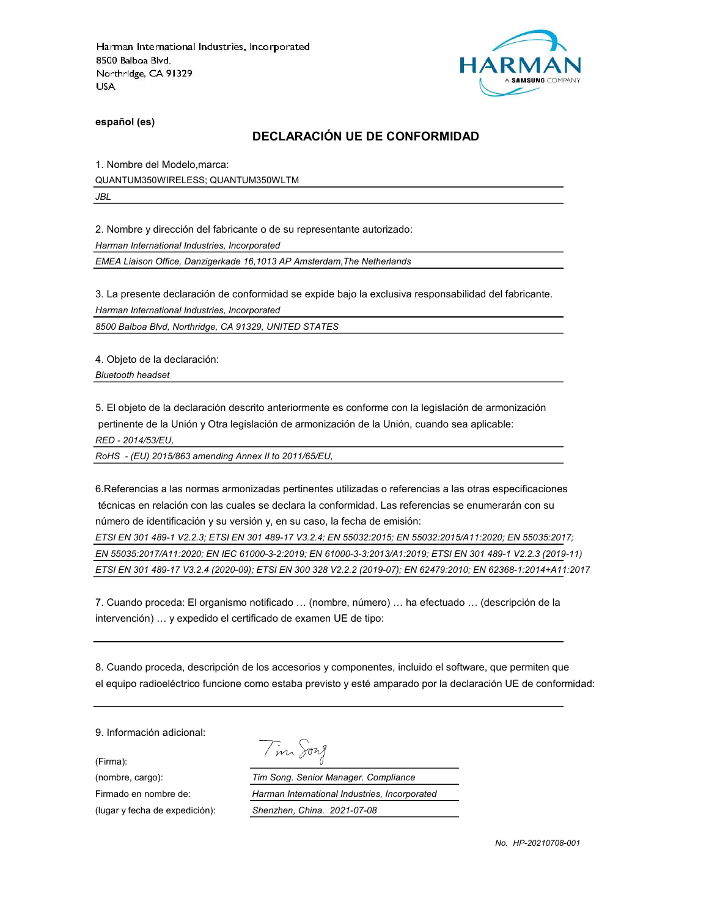Harman International Industries, Incorporated
8500 Balboa Blvd.
Northridge, CA 91329
USA

HARMAN
A SAMSUNG COMPANY

**español (es)**

## DECLARACIÓN UE DE CONFORMIDAD

1. Nombre del Modelo,marca:

QUANTUM350WIRELESS; QUANTUM350WLTM

*JBL*

2. Nombre y dirección del fabricante o de su representante autorizado:

*Harman International Industries, Incorporated*

*EMEA Liaison Office, Danzigerkade 16,1013 AP Amsterdam,The Netherlands*

3. La presente declaración de conformidad se expide bajo la exclusiva responsabilidad del fabricante.

*Harman International Industries, Incorporated*

*8500 Balboa Blvd, Northridge, CA 91329, UNITED STATES*

4. Objeto de la declaración:

*Bluetooth headset*

5. El objeto de la declaración descrito anteriormente es conforme con la legislación de armonización pertinente de la Unión y Otra legislación de armonización de la Unión, cuando sea aplicable:

*RED - 2014/53/EU,*

*RoHS - (EU) 2015/863 amending Annex II to 2011/65/EU,*

6.Referencias a las normas armonizadas pertinentes utilizadas o referencias a las otras especificaciones técnicas en relación con las cuales se declara la conformidad. Las referencias se enumerarán con su número de identificación y su versión y, en su caso, la fecha de emisión:

*ETSI EN 301 489-1 V2.2.3; ETSI EN 301 489-17 V3.2.4; EN 55032:2015; EN 55032:2015/A11:2020; EN 55035:2017; EN 55035:2017/A11:2020; EN IEC 61000-3-2:2019; EN 61000-3-3:2013/A1:2019; ETSI EN 301 489-1 V2.2.3 (2019-11) ETSI EN 301 489-17 V3.2.4 (2020-09); ETSI EN 300 328 V2.2.2 (2019-07); EN 62479:2010; EN 62368-1:2014+A11:2017*

7. Cuando proceda: El organismo notificado … (nombre, número) … ha efectuado … (descripción de la intervención) … y expedido el certificado de examen UE de tipo:

8. Cuando proceda, descripción de los accesorios y componentes, incluido el software, que permiten que el equipo radioeléctrico funcione como estaba previsto y esté amparado por la declaración UE de conformidad:

9. Información adicional:

| | |
|---|---|
| (Firma): | Tim Song |
| (nombre, cargo): | *Tim Song. Senior Manager. Compliance* |
| Firmado en nombre de: | *Harman International Industries, Incorporated* |
| (lugar y fecha de expedición): | *Shenzhen, China. 2021-07-08* |

*No. HP-20210708-001*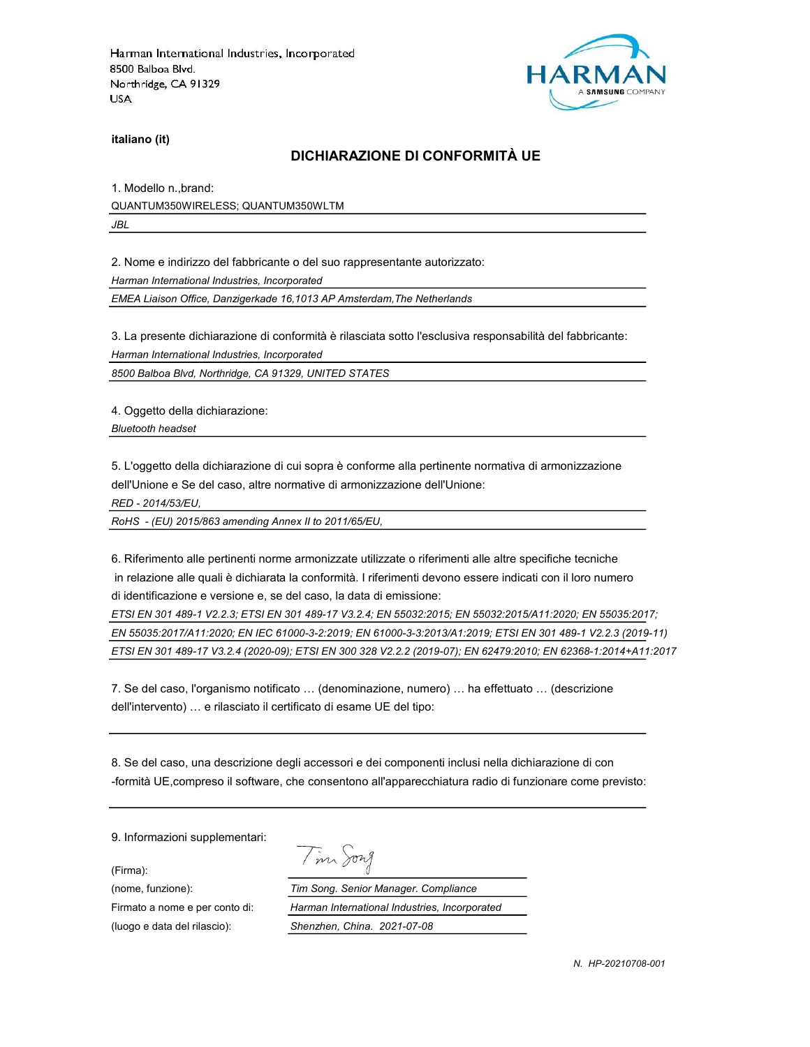Harman International Industries, Incorporated
8500 Balboa Blvd.
Northridge, CA 91329
USA

HARMAN
A SAMSUNG COMPANY

**italiano (it)**

## DICHIARAZIONE DI CONFORMITÀ UE

1. Modello n.,brand:

QUANTUM350WIRELESS; QUANTUM350WLTM

*JBL*

2. Nome e indirizzo del fabbricante o del suo rappresentante autorizzato:

*Harman International Industries, Incorporated*

*EMEA Liaison Office, Danzigerkade 16,1013 AP Amsterdam,The Netherlands*

3. La presente dichiarazione di conformità è rilasciata sotto l'esclusiva responsabilità del fabbricante:

*Harman International Industries, Incorporated*

*8500 Balboa Blvd, Northridge, CA 91329, UNITED STATES*

4. Oggetto della dichiarazione:

*Bluetooth headset*

5. L'oggetto della dichiarazione di cui sopra è conforme alla pertinente normativa di armonizzazione dell'Unione e Se del caso, altre normative di armonizzazione dell'Unione:

*RED - 2014/53/EU,*

*RoHS - (EU) 2015/863 amending Annex II to 2011/65/EU,*

6. Riferimento alle pertinenti norme armonizzate utilizzate o riferimenti alle altre specifiche tecniche in relazione alle quali è dichiarata la conformità. I riferimenti devono essere indicati con il loro numero di identificazione e versione e, se del caso, la data di emissione:

*ETSI EN 301 489-1 V2.2.3; ETSI EN 301 489-17 V3.2.4; EN 55032:2015; EN 55032:2015/A11:2020; EN 55035:2017; EN 55035:2017/A11:2020; EN IEC 61000-3-2:2019; EN 61000-3-3:2013/A1:2019; ETSI EN 301 489-1 V2.2.3 (2019-11) ETSI EN 301 489-17 V3.2.4 (2020-09); ETSI EN 300 328 V2.2.2 (2019-07); EN 62479:2010; EN 62368-1:2014+A11:2017*

7. Se del caso, l'organismo notificato … (denominazione, numero) … ha effettuato … (descrizione dell'intervento) … e rilasciato il certificato di esame UE del tipo:

8. Se del caso, una descrizione degli accessori e dei componenti inclusi nella dichiarazione di con -formità UE,compreso il software, che consentono all'apparecchiatura radio di funzionare come previsto:

9. Informazioni supplementari:

| | |
|---|---|
| (Firma): | Tim Song |
| (nome, funzione): | *Tim Song. Senior Manager. Compliance* |
| Firmato a nome e per conto di: | *Harman International Industries, Incorporated* |
| (luogo e data del rilascio): | *Shenzhen, China. 2021-07-08* |

*N. HP-20210708-001*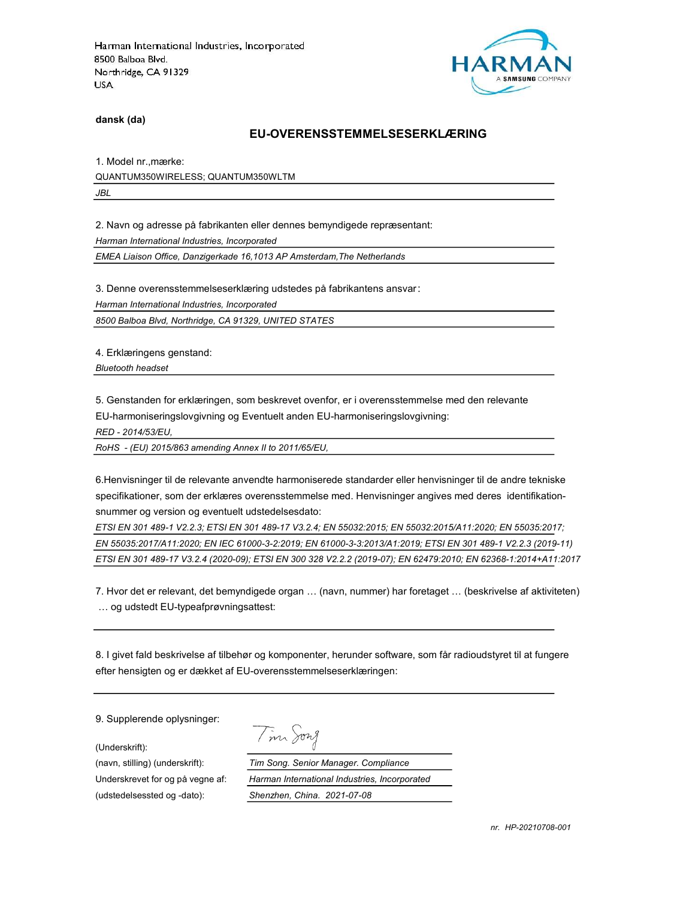Harman International Industries, Incorporated
8500 Balboa Blvd.
Northridge, CA 91329
USA

HARMAN
A SAMSUNG COMPANY

**dansk (da)**

## EU-OVERENSSTEMMELSESERKLÆRING

1. Model nr.,mærke:

QUANTUM350WIRELESS; QUANTUM350WLTM

*JBL*

2. Navn og adresse på fabrikanten eller dennes bemyndigede repræsentant:

*Harman International Industries, Incorporated*

*EMEA Liaison Office, Danzigerkade 16,1013 AP Amsterdam,The Netherlands*

3. Denne overensstemmelseserklæring udstedes på fabrikantens ansvar:

*Harman International Industries, Incorporated*

*8500 Balboa Blvd, Northridge, CA 91329, UNITED STATES*

4. Erklæringens genstand:

*Bluetooth headset*

5. Genstanden for erklæringen, som beskrevet ovenfor, er i overensstemmelse med den relevante EU-harmoniseringslovgivning og Eventuelt anden EU-harmoniseringslovgivning:

*RED - 2014/53/EU,*

*RoHS - (EU) 2015/863 amending Annex II to 2011/65/EU,*

6.Henvisninger til de relevante anvendte harmoniserede standarder eller henvisninger til de andre tekniske specifikationer, som der erklæres overensstemmelse med. Henvisninger angives med deres identifikation-snummer og version og eventuelt udstedelsesdato:

*ETSI EN 301 489-1 V2.2.3; ETSI EN 301 489-17 V3.2.4; EN 55032:2015; EN 55032:2015/A11:2020; EN 55035:2017; EN 55035:2017/A11:2020; EN IEC 61000-3-2:2019; EN 61000-3-3:2013/A1:2019; ETSI EN 301 489-1 V2.2.3 (2019-11) ETSI EN 301 489-17 V3.2.4 (2020-09); ETSI EN 300 328 V2.2.2 (2019-07); EN 62479:2010; EN 62368-1:2014+A11:2017*

7. Hvor det er relevant, det bemyndigede organ … (navn, nummer) har foretaget … (beskrivelse af aktiviteten) … og udstedt EU-typeafprøvningsattest:

8. I givet fald beskrivelse af tilbehør og komponenter, herunder software, som får radioudstyret til at fungere efter hensigten og er dækket af EU-overensstemmelseserklæringen:

9. Supplerende oplysninger:

| | |
|---|---|
| (Underskrift): | Tim Song |
| (navn, stilling) (underskrift): | *Tim Song. Senior Manager. Compliance* |
| Underskrevet for og på vegne af: | *Harman International Industries, Incorporated* |
| (udstedelsessted og -dato): | *Shenzhen, China. 2021-07-08* |

*nr. HP-20210708-001*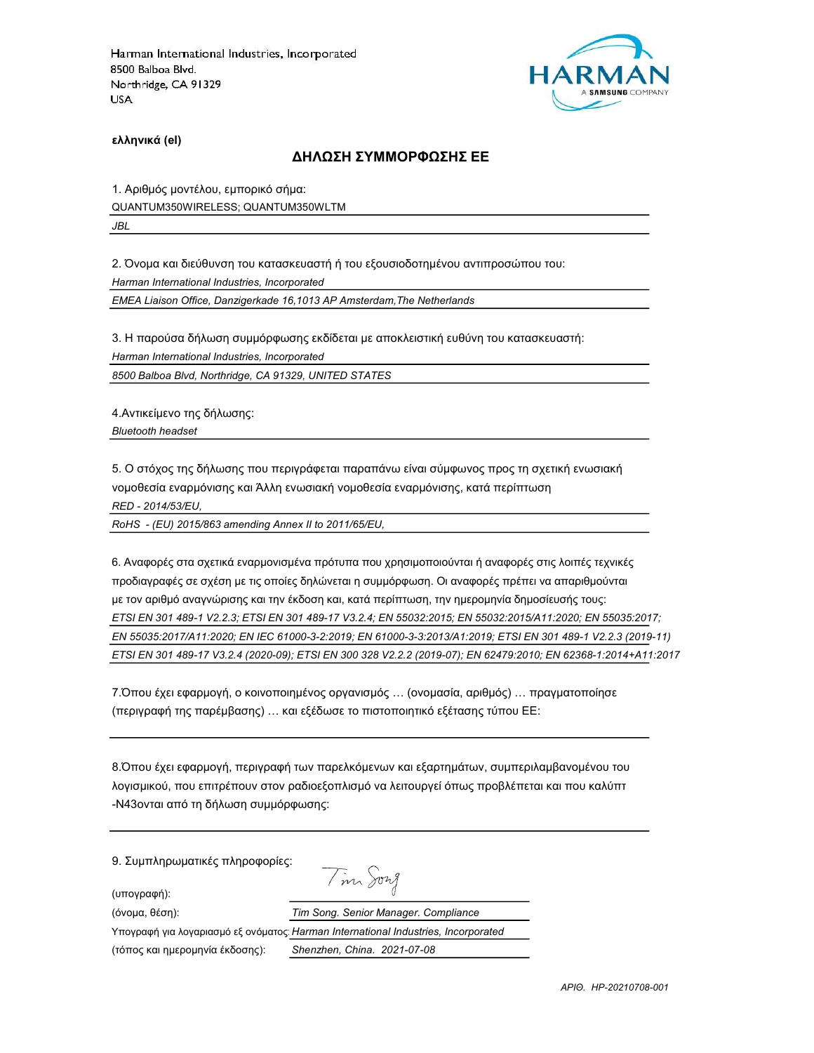Harman International Industries, Incorporated
8500 Balboa Blvd.
Northridge, CA 91329
USA

HARMAN
A SAMSUNG COMPANY

**ελληνικά (el)**

## ΔΗΛΩΣΗ ΣΥΜΜΟΡΦΩΣΗΣ ΕΕ

1. Αριθμός μοντέλου, εμπορικό σήμα:

QUANTUM350WIRELESS; QUANTUM350WLTM

*JBL*

2. Όνομα και διεύθυνση του κατασκευαστή ή του εξουσιοδοτημένου αντιπροσώπου του:

*Harman International Industries, Incorporated*

*EMEA Liaison Office, Danzigerkade 16,1013 AP Amsterdam,The Netherlands*

3. Η παρούσα δήλωση συμμόρφωσης εκδίδεται με αποκλειστική ευθύνη του κατασκευαστή:

*Harman International Industries, Incorporated*

*8500 Balboa Blvd, Northridge, CA 91329, UNITED STATES*

4.Αντικείμενο της δήλωσης:

*Bluetooth headset*

5. Ο στόχος της δήλωσης που περιγράφεται παραπάνω είναι σύμφωνος προς τη σχετική ενωσιακή νομοθεσία εναρμόνισης και Άλλη ενωσιακή νομοθεσία εναρμόνισης, κατά περίπτωση

*RED - 2014/53/EU,*

*RoHS - (EU) 2015/863 amending Annex II to 2011/65/EU,*

6. Αναφορές στα σχετικά εναρμονισμένα πρότυπα που χρησιμοποιούνται ή αναφορές στις λοιπές τεχνικές προδιαγραφές σε σχέση με τις οποίες δηλώνεται η συμμόρφωση. Οι αναφορές πρέπει να απαριθμούνται με τον αριθμό αναγνώρισης και την έκδοση και, κατά περίπτωση, την ημερομηνία δημοσίευσής τους:

*ETSI EN 301 489-1 V2.2.3; ETSI EN 301 489-17 V3.2.4; EN 55032:2015; EN 55032:2015/A11:2020; EN 55035:2017; EN 55035:2017/A11:2020; EN IEC 61000-3-2:2019; EN 61000-3-3:2013/A1:2019; ETSI EN 301 489-1 V2.2.3 (2019-11) ETSI EN 301 489-17 V3.2.4 (2020-09); ETSI EN 300 328 V2.2.2 (2019-07); EN 62479:2010; EN 62368-1:2014+A11:2017*

7.Όπου έχει εφαρμογή, ο κοινοποιημένος οργανισμός … (ονομασία, αριθμός) … πραγματοποίησε (περιγραφή της παρέμβασης) … και εξέδωσε το πιστοποιητικό εξέτασης τύπου ΕΕ:

8.Όπου έχει εφαρμογή, περιγραφή των παρελκόμενων και εξαρτημάτων, συμπεριλαμβανομένου του λογισμικού, που επιτρέπουν στον ραδιοεξοπλισμό να λειτουργεί όπως προβλέπεται και που καλύπτ -N43ονται από τη δήλωση συμμόρφωσης:

9. Συμπληρωματικές πληροφορίες:

(υπογραφή):

(όνομα, θέση): *Tim Song. Senior Manager. Compliance*

Υπογραφή για λογαριασμό εξ ονόματος: *Harman International Industries, Incorporated*

(τόπος και ημερομηνία έκδοσης): *Shenzhen, China. 2021-07-08*

*ΑΡΙΘ. HP-20210708-001*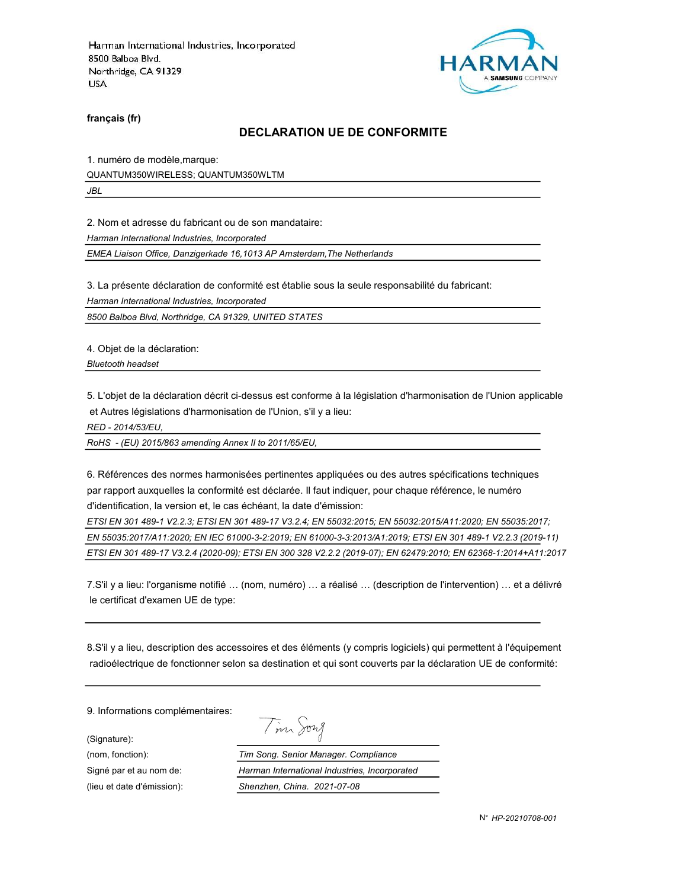Harman International Industries, Incorporated
8500 Balboa Blvd.
Northridge, CA 91329
USA

HARMAN
A SAMSUNG COMPANY

**français (fr)**

## DECLARATION UE DE CONFORMITE

1. numéro de modèle,marque:

QUANTUM350WIRELESS; QUANTUM350WLTM

*JBL*

2. Nom et adresse du fabricant ou de son mandataire:

*Harman International Industries, Incorporated*

*EMEA Liaison Office, Danzigerkade 16,1013 AP Amsterdam,The Netherlands*

3. La présente déclaration de conformité est établie sous la seule responsabilité du fabricant:

*Harman International Industries, Incorporated*

*8500 Balboa Blvd, Northridge, CA 91329, UNITED STATES*

4. Objet de la déclaration:

*Bluetooth headset*

5. L'objet de la déclaration décrit ci-dessus est conforme à la législation d'harmonisation de l'Union applicable et Autres législations d'harmonisation de l'Union, s'il y a lieu:

*RED - 2014/53/EU,*

*RoHS - (EU) 2015/863 amending Annex II to 2011/65/EU,*

6. Références des normes harmonisées pertinentes appliquées ou des autres spécifications techniques par rapport auxquelles la conformité est déclarée. Il faut indiquer, pour chaque référence, le numéro d'identification, la version et, le cas échéant, la date d'émission:

*ETSI EN 301 489-1 V2.2.3; ETSI EN 301 489-17 V3.2.4; EN 55032:2015; EN 55032:2015/A11:2020; EN 55035:2017; EN 55035:2017/A11:2020; EN IEC 61000-3-2:2019; EN 61000-3-3:2013/A1:2019; ETSI EN 301 489-1 V2.2.3 (2019-11) ETSI EN 301 489-17 V3.2.4 (2020-09); ETSI EN 300 328 V2.2.2 (2019-07); EN 62479:2010; EN 62368-1:2014+A11:2017*

7.S'il y a lieu: l'organisme notifié … (nom, numéro) … a réalisé … (description de l'intervention) … et a délivré le certificat d'examen UE de type:

8.S'il y a lieu, description des accessoires et des éléments (y compris logiciels) qui permettent à l'équipement radioélectrique de fonctionner selon sa destination et qui sont couverts par la déclaration UE de conformité:

9. Informations complémentaires:

(Signature): Tim Song

(nom, fonction): *Tim Song. Senior Manager. Compliance*

Signé par et au nom de: *Harman International Industries, Incorporated*

(lieu et date d'émission): *Shenzhen, China. 2021-07-08*

N° *HP-20210708-001*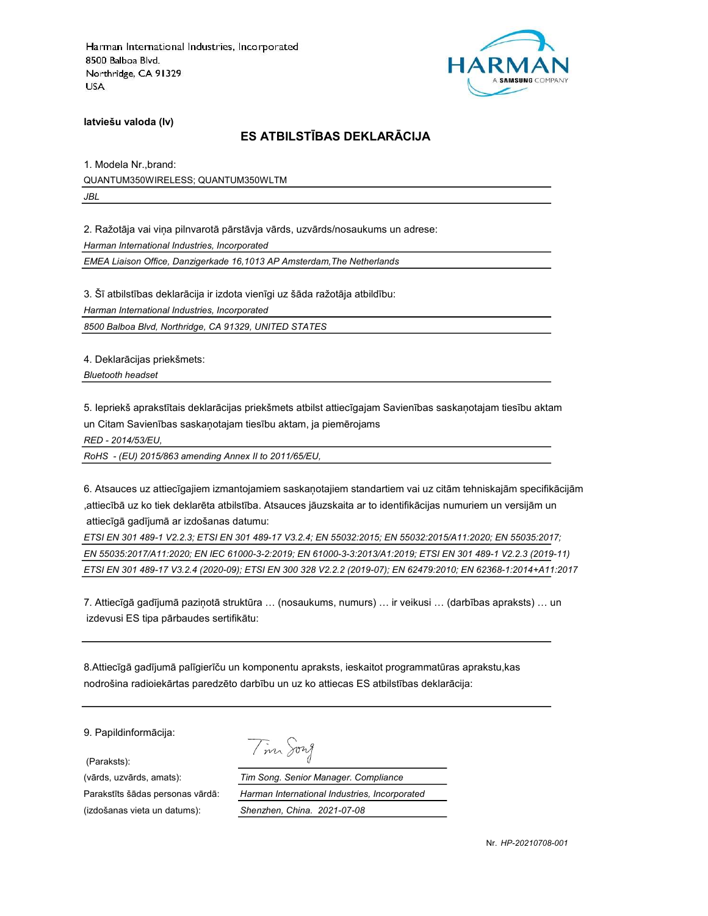Harman International Industries, Incorporated
8500 Balboa Blvd.
Northridge, CA 91329
USA

HARMAN
A SAMSUNG COMPANY

**latviešu valoda (lv)**

## ES ATBILSTĪBAS DEKLARĀCIJA

1. Modela Nr.,brand:

QUANTUM350WIRELESS; QUANTUM350WLTM

*JBL*

2. Ražotāja vai viņa pilnvarotā pārstāvja vārds, uzvārds/nosaukums un adrese:

*Harman International Industries, Incorporated*

*EMEA Liaison Office, Danzigerkade 16,1013 AP Amsterdam,The Netherlands*

3. Šī atbilstības deklarācija ir izdota vienīgi uz šāda ražotāja atbildību:

*Harman International Industries, Incorporated*

*8500 Balboa Blvd, Northridge, CA 91329, UNITED STATES*

4. Deklarācijas priekšmets:

*Bluetooth headset*

5. Iepriekš aprakstītais deklarācijas priekšmets atbilst attiecīgajam Savienības saskaņotajam tiesību aktam un Citam Savienības saskaņotajam tiesību aktam, ja piemērojams

*RED - 2014/53/EU,*

*RoHS - (EU) 2015/863 amending Annex II to 2011/65/EU,*

6. Atsauces uz attiecīgajiem izmantojamiem saskaņotajiem standartiem vai uz citām tehniskajām specifikācijām ,attiecībā uz ko tiek deklarēta atbilstība. Atsauces jāuzskaita ar to identifikācijas numuriem un versijām un attiecīgā gadījumā ar izdošanas datumu:

*ETSI EN 301 489-1 V2.2.3; ETSI EN 301 489-17 V3.2.4; EN 55032:2015; EN 55032:2015/A11:2020; EN 55035:2017; EN 55035:2017/A11:2020; EN IEC 61000-3-2:2019; EN 61000-3-3:2013/A1:2019; ETSI EN 301 489-1 V2.2.3 (2019-11) ETSI EN 301 489-17 V3.2.4 (2020-09); ETSI EN 300 328 V2.2.2 (2019-07); EN 62479:2010; EN 62368-1:2014+A11:2017*

7. Attiecīgā gadījumā paziņotā struktūra … (nosaukums, numurs) … ir veikusi … (darbības apraksts) … un izdevusi ES tipa pārbaudes sertifikātu:

8.Attiecīgā gadījumā palīgierīču un komponentu apraksts, ieskaitot programmatūras aprakstu,kas nodrošina radioiekārtas paredzēto darbību un uz ko attiecas ES atbilstības deklarācija:

9. Papildinformācija:

| | |
|---|---|
| (Paraksts): | Tim Song |
| (vārds, uzvārds, amats): | *Tim Song. Senior Manager. Compliance* |
| Parakstīts šādas personas vārdā: | *Harman International Industries, Incorporated* |
| (izdošanas vieta un datums): | *Shenzhen, China. 2021-07-08* |

Nr. *HP-20210708-001*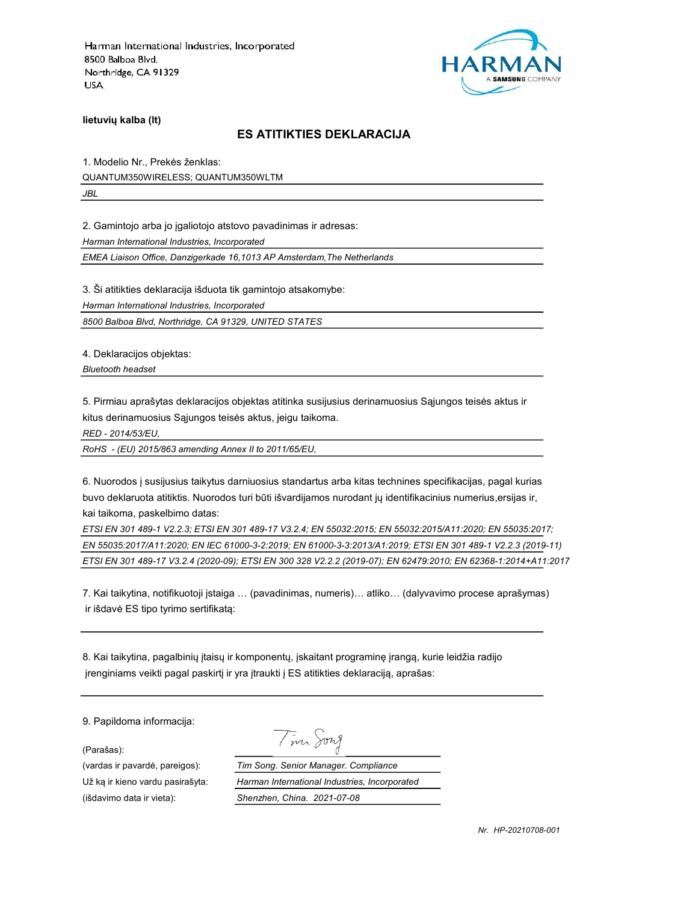Harman International Industries, Incorporated
8500 Balboa Blvd.
Northridge, CA 91329
USA

HARMAN
A SAMSUNG COMPANY

**lietuvių kalba (lt)**

## ES ATITIKTIES DEKLARACIJA

1. Modelio Nr., Prekės ženklas:

QUANTUM350WIRELESS; QUANTUM350WLTM

*JBL*

2. Gamintojo arba jo įgaliotojo atstovo pavadinimas ir adresas:

*Harman International Industries, Incorporated*

*EMEA Liaison Office, Danzigerkade 16,1013 AP Amsterdam,The Netherlands*

3. Ši atitikties deklaracija išduota tik gamintojo atsakomybe:

*Harman International Industries, Incorporated*

*8500 Balboa Blvd, Northridge, CA 91329, UNITED STATES*

4. Deklaracijos objektas:

*Bluetooth headset*

5. Pirmiau aprašytas deklaracijos objektas atitinka susijusius derinamuosius Sąjungos teisės aktus ir kitus derinamuosius Sąjungos teisės aktus, jeigu taikoma.

*RED - 2014/53/EU,*

*RoHS - (EU) 2015/863 amending Annex II to 2011/65/EU,*

6. Nuorodos į susijusius taikytus darniuosius standartus arba kitas technines specifikacijas, pagal kurias buvo deklaruota atitiktis. Nuorodos turi būti išvardijamos nurodant jų identifikacinius numerius,ersijas ir, kai taikoma, paskelbimo datas:

*ETSI EN 301 489-1 V2.2.3; ETSI EN 301 489-17 V3.2.4; EN 55032:2015; EN 55032:2015/A11:2020; EN 55035:2017; EN 55035:2017/A11:2020; EN IEC 61000-3-2:2019; EN 61000-3-3:2013/A1:2019; ETSI EN 301 489-1 V2.2.3 (2019-11) ETSI EN 301 489-17 V3.2.4 (2020-09); ETSI EN 300 328 V2.2.2 (2019-07); EN 62479:2010; EN 62368-1:2014+A11:2017*

7. Kai taikytina, notifikuotoji įstaiga … (pavadinimas, numeris)… atliko… (dalyvavimo procese aprašymas) ir išdavė ES tipo tyrimo sertifikatą:

8. Kai taikytina, pagalbinių įtaisų ir komponentų, įskaitant programinę įrangą, kurie leidžia radijo įrenginiams veikti pagal paskirtį ir yra įtraukti į ES atitikties deklaraciją, aprašas:

9. Papildoma informacija:

| | |
|---|---|
| (Parašas): | Tim Song |
| (vardas ir pavardė, pareigos): | *Tim Song. Senior Manager. Compliance* |
| Už ką ir kieno vardu pasirašyta: | *Harman International Industries, Incorporated* |
| (išdavimo data ir vieta): | *Shenzhen, China. 2021-07-08* |

*Nr. HP-20210708-001*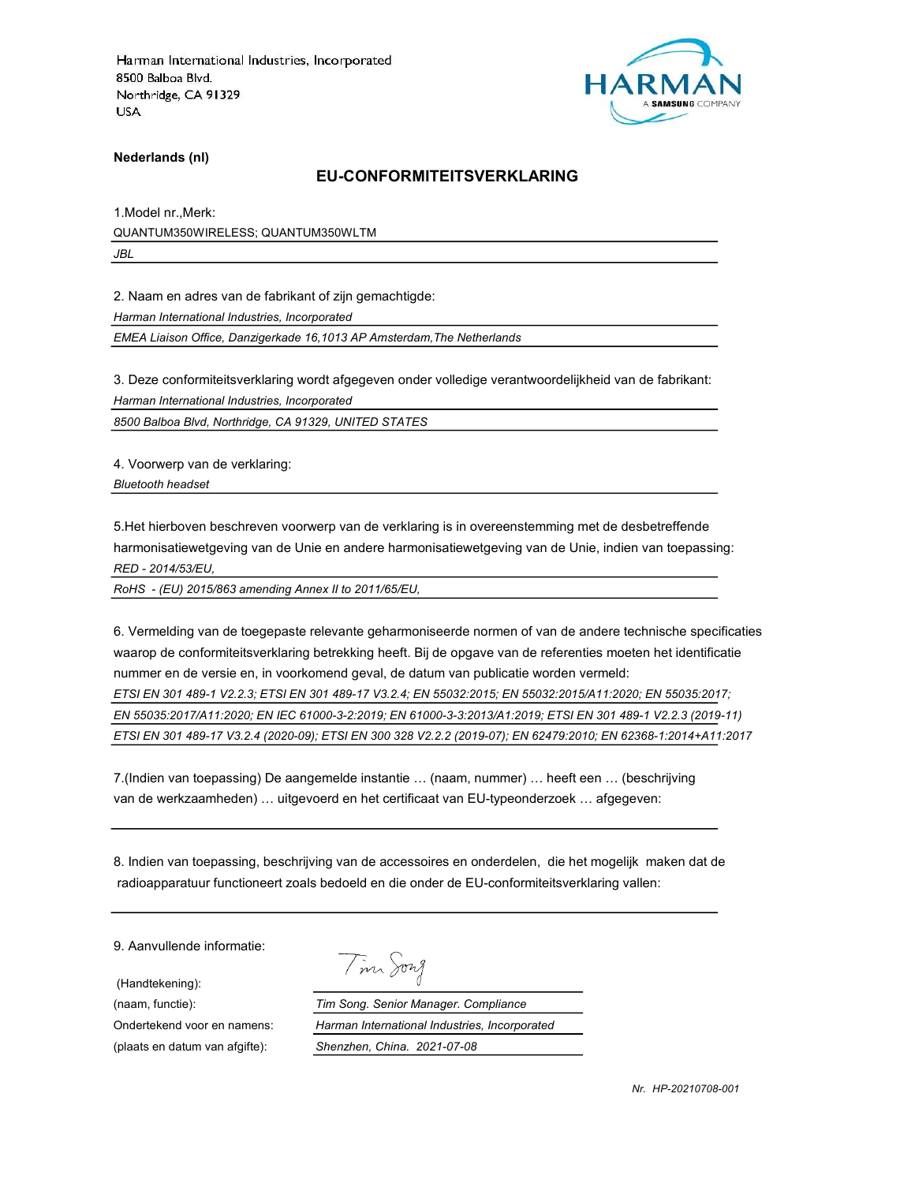Harman International Industries, Incorporated
8500 Balboa Blvd.
Northridge, CA 91329
USA

HARMAN
A SAMSUNG COMPANY

**Nederlands (nl)**

## EU-CONFORMITEITSVERKLARING

1.Model nr.,Merk:

QUANTUM350WIRELESS; QUANTUM350WLTM

*JBL*

2. Naam en adres van de fabrikant of zijn gemachtigde:

*Harman International Industries, Incorporated*

*EMEA Liaison Office, Danzigerkade 16,1013 AP Amsterdam,The Netherlands*

3. Deze conformiteitsverklaring wordt afgegeven onder volledige verantwoordelijkheid van de fabrikant:

*Harman International Industries, Incorporated*

*8500 Balboa Blvd, Northridge, CA 91329, UNITED STATES*

4. Voorwerp van de verklaring:

*Bluetooth headset*

5.Het hierboven beschreven voorwerp van de verklaring is in overeenstemming met de desbetreffende harmonisatiewetgeving van de Unie en andere harmonisatiewetgeving van de Unie, indien van toepassing:

*RED - 2014/53/EU,*

*RoHS - (EU) 2015/863 amending Annex II to 2011/65/EU,*

6. Vermelding van de toegepaste relevante geharmoniseerde normen of van de andere technische specificaties waarop de conformiteitsverklaring betrekking heeft. Bij de opgave van de referenties moeten het identificatie nummer en de versie en, in voorkomend geval, de datum van publicatie worden vermeld:

*ETSI EN 301 489-1 V2.2.3; ETSI EN 301 489-17 V3.2.4; EN 55032:2015; EN 55032:2015/A11:2020; EN 55035:2017; EN 55035:2017/A11:2020; EN IEC 61000-3-2:2019; EN 61000-3-3:2013/A11:2019; ETSI EN 301 489-1 V2.2.3 (2019-11) ETSI EN 301 489-17 V3.2.4 (2020-09); ETSI EN 300 328 V2.2.2 (2019-07); EN 62479:2010; EN 62368-1:2014+A11:2017*

7.(Indien van toepassing) De aangemelde instantie … (naam, nummer) … heeft een … (beschrijving van de werkzaamheden) … uitgevoerd en het certificaat van EU-typeonderzoek … afgegeven:

8. Indien van toepassing, beschrijving van de accessoires en onderdelen, die het mogelijk maken dat de radioapparatuur functioneert zoals bedoeld en die onder de EU-conformiteitsverklaring vallen:

9. Aanvullende informatie:

(Handtekening):

(naam, functie): *Tim Song. Senior Manager. Compliance*

Ondertekend voor en namens: *Harman International Industries, Incorporated*

(plaats en datum van afgifte): *Shenzhen, China. 2021-07-08*

*Nr. HP-20210708-001*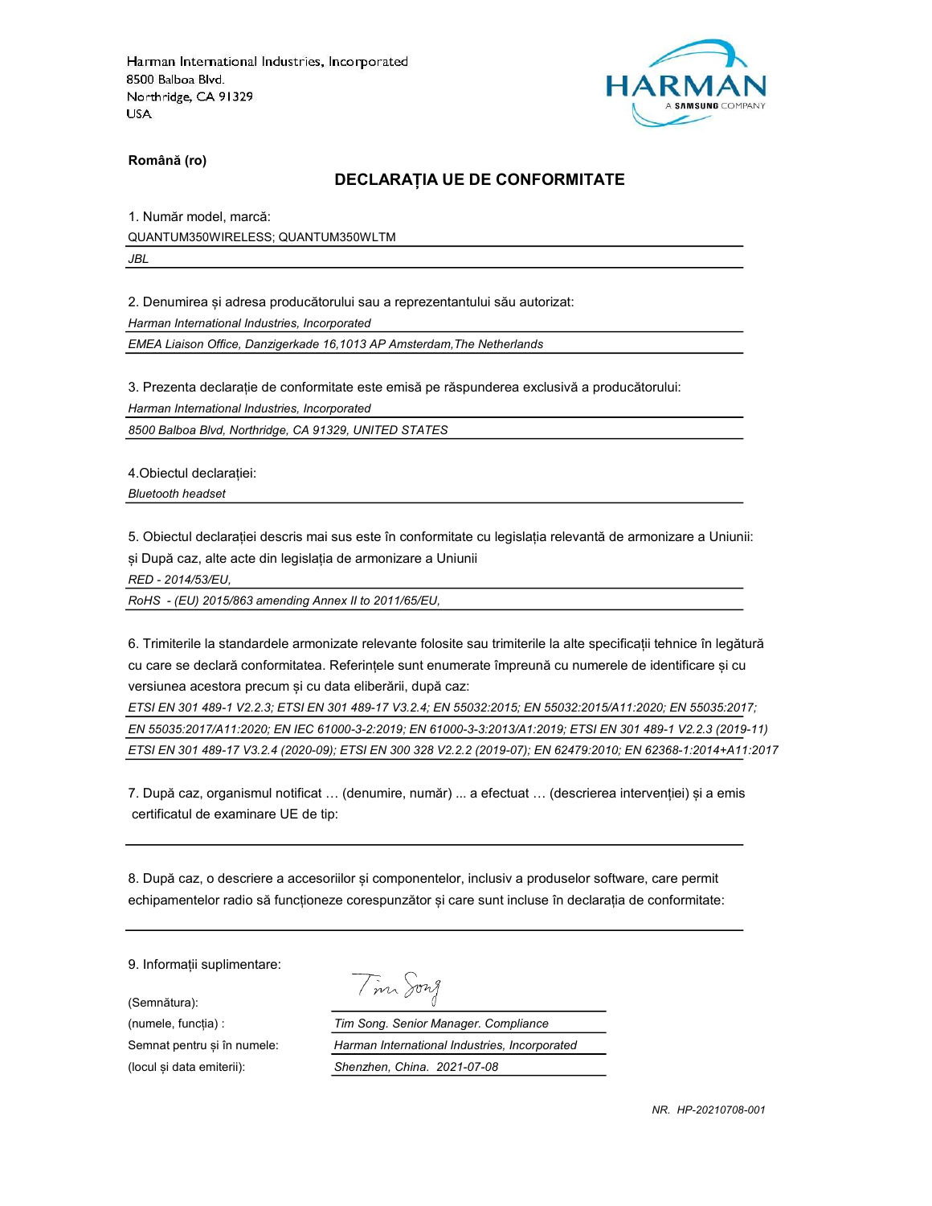Harman International Industries, Incorporated
8500 Balboa Blvd.
Northridge, CA 91329
USA

HARMAN
A SAMSUNG COMPANY

**Română (ro)**

## DECLARAȚIA UE DE CONFORMITATE

1. Număr model, marcă:

QUANTUM350WIRELESS; QUANTUM350WLTM

*JBL*

2. Denumirea și adresa producătorului sau a reprezentantului său autorizat:

*Harman International Industries, Incorporated*

*EMEA Liaison Office, Danzigerkade 16,1013 AP Amsterdam,The Netherlands*

3. Prezenta declarație de conformitate este emisă pe răspunderea exclusivă a producătorului:

*Harman International Industries, Incorporated*

*8500 Balboa Blvd, Northridge, CA 91329, UNITED STATES*

4.Obiectul declarației:

*Bluetooth headset*

5. Obiectul declarației descris mai sus este în conformitate cu legislația relevantă de armonizare a Uniunii: și După caz, alte acte din legislația de armonizare a Uniunii

*RED - 2014/53/EU,*

*RoHS - (EU) 2015/863 amending Annex II to 2011/65/EU,*

6. Trimiterile la standardele armonizate relevante folosite sau trimiterile la alte specificații tehnice în legătură cu care se declară conformitatea. Referințele sunt enumerate împreună cu numerele de identificare și cu versiunea acestora precum și cu data eliberării, după caz:

*ETSI EN 301 489-1 V2.2.3; ETSI EN 301 489-17 V3.2.4; EN 55032:2015; EN 55032:2015/A11:2020; EN 55035:2017; EN 55035:2017/A11:2020; EN IEC 61000-3-2:2019; EN 61000-3-3:2013/A1:2019; ETSI EN 301 489-1 V2.2.3 (2019-11) ETSI EN 301 489-17 V3.2.4 (2020-09); ETSI EN 300 328 V2.2.2 (2019-07); EN 62479:2010; EN 62368-1:2014+A11:2017*

7. După caz, organismul notificat … (denumire, număr) ... a efectuat … (descrierea intervenției) și a emis certificatul de examinare UE de tip:

8. După caz, o descriere a accesoriilor și componentelor, inclusiv a produselor software, care permit echipamentelor radio să funcționeze corespunzător și care sunt incluse în declarația de conformitate:

9. Informații suplimentare:

(Semnătura): Tim Song

(numele, funcția) : *Tim Song. Senior Manager. Compliance*

Semnat pentru și în numele: *Harman International Industries, Incorporated*

(locul și data emiterii): *Shenzhen, China. 2021-07-08*

*NR. HP-20210708-001*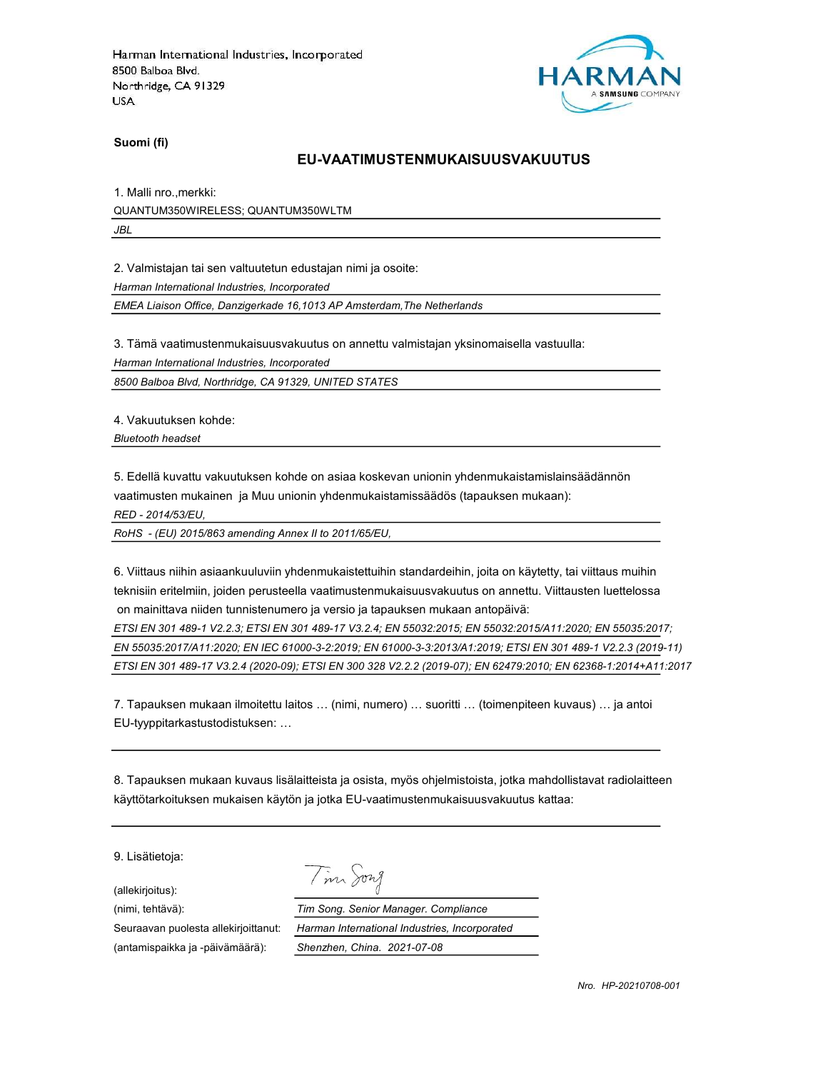Harman International Industries, Incorporated
8500 Balboa Blvd.
Northridge, CA 91329
USA

HARMAN
A SAMSUNG COMPANY

**Suomi (fi)**

## EU-VAATIMUSTENMUKAISUUSVAKUUTUS

1. Malli nro.,merkki:

QUANTUM350WIRELESS; QUANTUM350WLTM

*JBL*

2. Valmistajan tai sen valtuutetun edustajan nimi ja osoite:

*Harman International Industries, Incorporated*

*EMEA Liaison Office, Danzigerkade 16,1013 AP Amsterdam,The Netherlands*

3. Tämä vaatimustenmukaisuusvakuutus on annettu valmistajan yksinomaisella vastuulla:

*Harman International Industries, Incorporated*

*8500 Balboa Blvd, Northridge, CA 91329, UNITED STATES*

4. Vakuutuksen kohde:

*Bluetooth headset*

5. Edellä kuvattu vakuutuksen kohde on asiaa koskevan unionin yhdenmukaistamislainsäädännön vaatimusten mukainen ja Muu unionin yhdenmukaistamissäädös (tapauksen mukaan):

*RED - 2014/53/EU,*

*RoHS - (EU) 2015/863 amending Annex II to 2011/65/EU,*

6. Viittaus niihin asiaankuuluviin yhdenmukaistettuihin standardeihin, joita on käytetty, tai viittaus muihin teknisiin eritelmiin, joiden perusteella vaatimustenmukaisuusvakuutus on annettu. Viittausten luettelossa on mainittava niiden tunnistenumero ja versio ja tapauksen mukaan antopäivä:

*ETSI EN 301 489-1 V2.2.3; ETSI EN 301 489-17 V3.2.4; EN 55032:2015; EN 55032:2015/A11:2020; EN 55035:2017; EN 55035:2017/A11:2020; EN IEC 61000-3-2:2019; EN 61000-3-3:2013/A1:2019; ETSI EN 301 489-1 V2.2.3 (2019-11) ETSI EN 301 489-17 V3.2.4 (2020-09); ETSI EN 300 328 V2.2.2 (2019-07); EN 62479:2010; EN 62368-1:2014+A11:2017*

7. Tapauksen mukaan ilmoitettu laitos … (nimi, numero) … suoritti … (toimenpiteen kuvaus) … ja antoi EU-tyyppitarkastustodistuksen: …

8. Tapauksen mukaan kuvaus lisälaitteista ja osista, myös ohjelmistoista, jotka mahdollistavat radiolaitteen käyttötarkoituksen mukaisen käytön ja jotka EU-vaatimustenmukaisuusvakuutus kattaa:

9. Lisätietoja:

(allekirjoitus): Tim Song

(nimi, tehtävä): *Tim Song. Senior Manager. Compliance*

Seuraavan puolesta allekirjoittanut: *Harman International Industries, Incorporated*

(antamispaikka ja -päivämäärä): *Shenzhen, China. 2021-07-08*

*Nro. HP-20210708-001*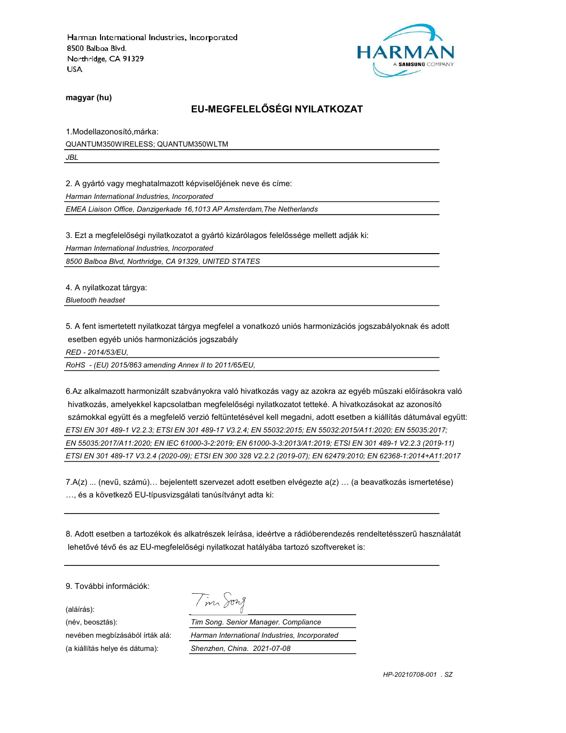Harman International Industries, Incorporated
8500 Balboa Blvd.
Northridge, CA 91329
USA

HARMAN
A SAMSUNG COMPANY

**magyar (hu)**

## EU-MEGFELELŐSÉGI NYILATKOZAT

1.Modellazonosító,márka:

QUANTUM350WIRELESS; QUANTUM350WLTM

*JBL*

2. A gyártó vagy meghatalmazott képviselőjének neve és címe:

*Harman International Industries, Incorporated*

*EMEA Liaison Office, Danzigerkade 16,1013 AP Amsterdam,The Netherlands*

3. Ezt a megfelelőségi nyilatkozatot a gyártó kizárólagos felelőssége mellett adják ki:

*Harman International Industries, Incorporated*

*8500 Balboa Blvd, Northridge, CA 91329, UNITED STATES*

4. A nyilatkozat tárgya:

*Bluetooth headset*

5. A fent ismertetett nyilatkozat tárgya megfelel a vonatkozó uniós harmonizációs jogszabályoknak és adott esetben egyéb uniós harmonizációs jogszabály

*RED - 2014/53/EU,*

*RoHS - (EU) 2015/863 amending Annex II to 2011/65/EU,*

6.Az alkalmazott harmonizált szabványokra való hivatkozás vagy az azokra az egyéb műszaki előírásokra való hivatkozás, amelyekkel kapcsolatban megfelelőségi nyilatkozatot tetteké. A hivatkozásokat az azonosító számokkal együtt és a megfelelő verzió feltüntetésével kell megadni, adott esetben a kiállítás dátumával együtt:

*ETSI EN 301 489-1 V2.2.3; ETSI EN 301 489-17 V3.2.4; EN 55032:2015; EN 55032:2015/A11:2020; EN 55035:2017; EN 55035:2017/A11:2020; EN IEC 61000-3-2:2019; EN 61000-3-3:2013/A1:2019; ETSI EN 301 489-1 V2.2.3 (2019-11) ETSI EN 301 489-17 V3.2.4 (2020-09); ETSI EN 300 328 V2.2.2 (2019-07); EN 62479:2010; EN 62368-1:2014+A11:2017*

7.A(z) ... (nevű, számú)… bejelentett szervezet adott esetben elvégezte a(z) … (a beavatkozás ismertetése) …, és a következő EU-típusvizsgálati tanúsítványt adta ki:

8. Adott esetben a tartozékok és alkatrészek leírása, ideértve a rádióberendezés rendeltetésszerű használatát lehetővé tévő és az EU-megfelelőségi nyilatkozat hatályába tartozó szoftvereket is:

9. További információk:

(aláírás):

(név, beosztás): *Tim Song. Senior Manager. Compliance*

nevében megbízásából írták alá: *Harman International Industries, Incorporated*

(a kiállítás helye és dátuma): *Shenzhen, China. 2021-07-08*

*HP-20210708-001 . SZ*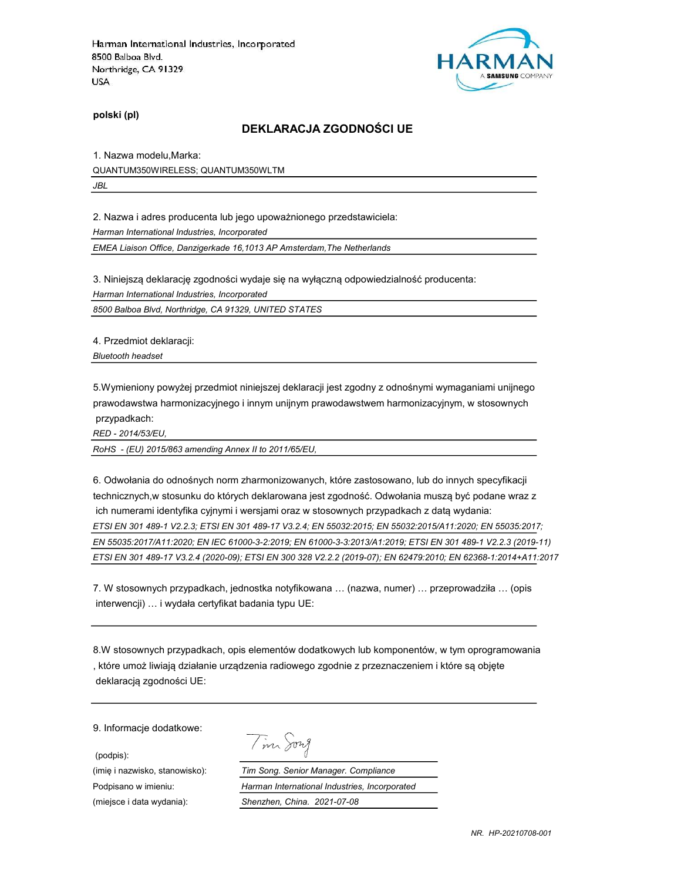Harman International Industries, Incorporated
8500 Balboa Blvd.
Northridge, CA 91329
USA

HARMAN
A SAMSUNG COMPANY

**polski (pl)**

## DEKLARACJA ZGODNOŚCI UE

1. Nazwa modelu,Marka:

QUANTUM350WIRELESS; QUANTUM350WLTM

*JBL*

2. Nazwa i adres producenta lub jego upoważnionego przedstawiciela:

*Harman International Industries, Incorporated*

*EMEA Liaison Office, Danzigerkade 16,1013 AP Amsterdam,The Netherlands*

3. Niniejszą deklarację zgodności wydaje się na wyłączną odpowiedzialność producenta:

*Harman International Industries, Incorporated*

*8500 Balboa Blvd, Northridge, CA 91329, UNITED STATES*

4. Przedmiot deklaracji:

*Bluetooth headset*

5.Wymieniony powyżej przedmiot niniejszej deklaracji jest zgodny z odnośnymi wymaganiami unijnego prawodawstwa harmonizacyjnego i innym unijnym prawodawstwem harmonizacyjnym, w stosownych przypadkach:

*RED - 2014/53/EU,*

*RoHS - (EU) 2015/863 amending Annex II to 2011/65/EU,*

6. Odwołania do odnośnych norm zharmonizowanych, które zastosowano, lub do innych specyfikacji technicznych,w stosunku do których deklarowana jest zgodność. Odwołania muszą być podane wraz z ich numerami identyfika cyjnymi i wersjami oraz w stosownych przypadkach z datą wydania:

*ETSI EN 301 489-1 V2.2.3; ETSI EN 301 489-17 V3.2.4; EN 55032:2015; EN 55032:2015/A11:2020; EN 55035:2017; EN 55035:2017/A11:2020; EN IEC 61000-3-2:2019; EN 61000-3-3:2013/A1:2019; ETSI EN 301 489-1 V2.2.3 (2019-11) ETSI EN 301 489-17 V3.2.4 (2020-09); ETSI EN 300 328 V2.2.2 (2019-07); EN 62479:2010; EN 62368-1:2014+A11:2017*

7. W stosownych przypadkach, jednostka notyfikowana … (nazwa, numer) … przeprowadziła … (opis interwencji) … i wydała certyfikat badania typu UE:

8.W stosownych przypadkach, opis elementów dodatkowych lub komponentów, w tym oprogramowania , które umoż liwiają działanie urządzenia radiowego zgodnie z przeznaczeniem i które są objęte deklaracją zgodności UE:

9. Informacje dodatkowe:

(podpis):

(imię i nazwisko, stanowisko): *Tim Song. Senior Manager. Compliance*

Podpisano w imieniu: *Harman International Industries, Incorporated*

(miejsce i data wydania): *Shenzhen, China. 2021-07-08*

*NR. HP-20210708-001*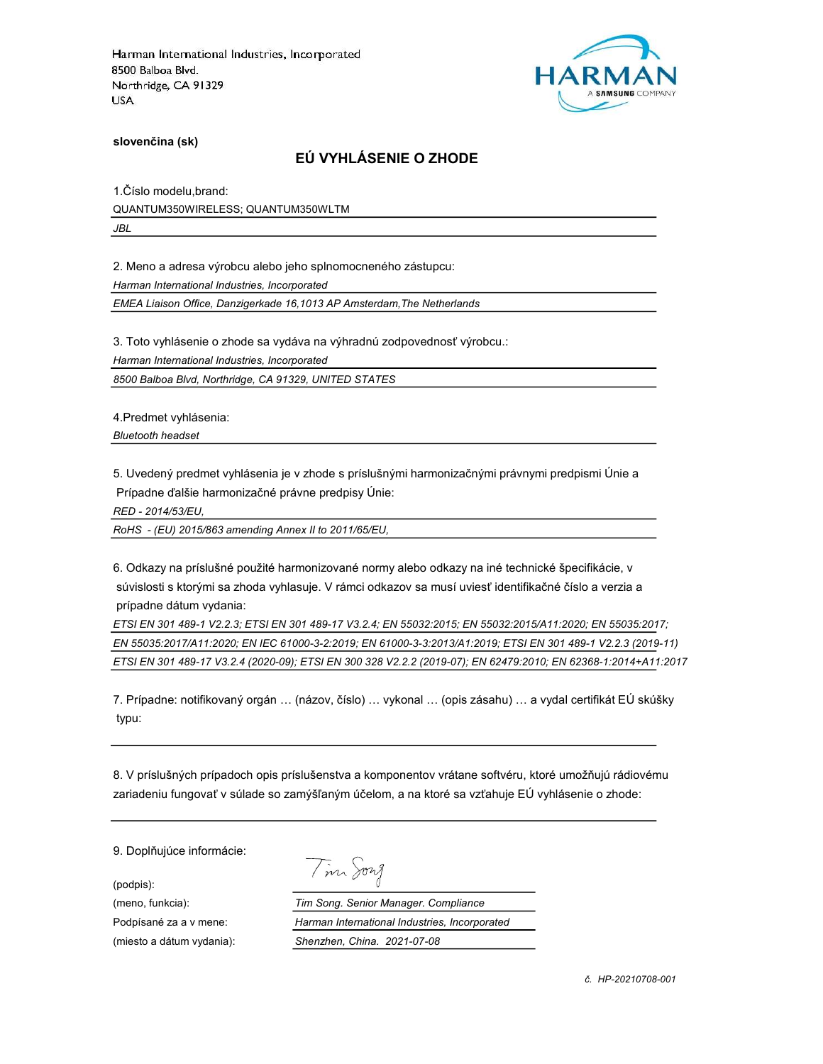Harman International Industries, Incorporated
8500 Balboa Blvd.
Northridge, CA 91329
USA

**slovenčina (sk)**

## EÚ VYHLÁSENIE O ZHODE

1.Číslo modelu,brand:

QUANTUM350WIRELESS; QUANTUM350WLTM

*JBL*

2. Meno a adresa výrobcu alebo jeho splnomocneného zástupcu:

*Harman International Industries, Incorporated*

*EMEA Liaison Office, Danzigerkade 16,1013 AP Amsterdam,The Netherlands*

3. Toto vyhlásenie o zhode sa vydáva na výhradnú zodpovednosť výrobcu.:

*Harman International Industries, Incorporated*

*8500 Balboa Blvd, Northridge, CA 91329, UNITED STATES*

4.Predmet vyhlásenia:

*Bluetooth headset*

5. Uvedený predmet vyhlásenia je v zhode s príslušnými harmonizačnými právnymi predpismi Únie a Prípadne ďalšie harmonizačné právne predpisy Únie:

*RED - 2014/53/EU,*

*RoHS - (EU) 2015/863 amending Annex II to 2011/65/EU,*

6. Odkazy na príslušné použité harmonizované normy alebo odkazy na iné technické špecifikácie, v súvislosti s ktorými sa zhoda vyhlasuje. V rámci odkazov sa musí uviesť identifikačné číslo a verzia a prípadne dátum vydania:

*ETSI EN 301 489-1 V2.2.3; ETSI EN 301 489-17 V3.2.4; EN 55032:2015; EN 55032:2015/A11:2020; EN 55035:2017; EN 55035:2017/A11:2020; EN IEC 61000-3-2:2019; EN 61000-3-3:2013/A1:2019; ETSI EN 301 489-1 V2.2.3 (2019-11) ETSI EN 301 489-17 V3.2.4 (2020-09); ETSI EN 300 328 V2.2.2 (2019-07); EN 62479:2010; EN 62368-1:2014+A11:2017*

7. Prípadne: notifikovaný orgán … (názov, číslo) … vykonal … (opis zásahu) … a vydal certifikát EÚ skúšky typu:

8. V príslušných prípadoch opis príslušenstva a komponentov vrátane softvéru, ktoré umožňujú rádiovému zariadeniu fungovať v súlade so zamýšľaným účelom, a na ktoré sa vzťahuje EÚ vyhlásenie o zhode:

9. Doplňujúce informácie:

| | |
|---|---|
| (podpis): | Tim Song |
| (meno, funkcia): | *Tim Song. Senior Manager. Compliance* |
| Podpísané za a v mene: | *Harman International Industries, Incorporated* |
| (miesto a dátum vydania): | *Shenzhen, China. 2021-07-08* |

*č. HP-20210708-001*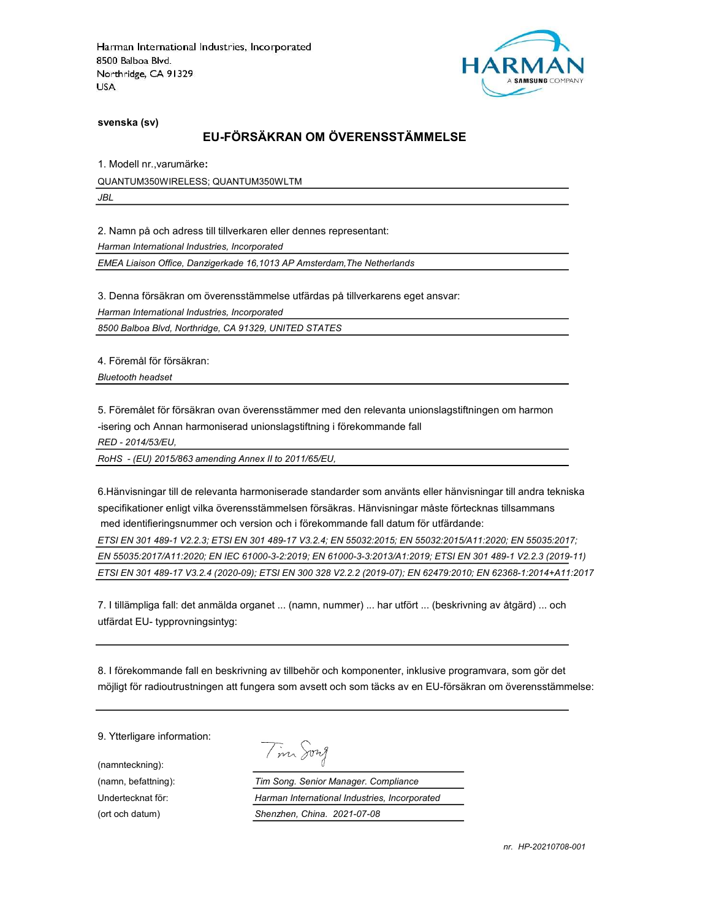Harman International Industries, Incorporated
8500 Balboa Blvd.
Northridge, CA 91329
USA

HARMAN
A SAMSUNG COMPANY

**svenska (sv)**

## EU-FÖRSÄKRAN OM ÖVERENSSTÄMMELSE

1. Modell nr.,varumärke**:**

QUANTUM350WIRELESS; QUANTUM350WLTM

*JBL*

2. Namn på och adress till tillverkaren eller dennes representant:

*Harman International Industries, Incorporated*

*EMEA Liaison Office, Danzigerkade 16,1013 AP Amsterdam,The Netherlands*

3. Denna försäkran om överensstämmelse utfärdas på tillverkarens eget ansvar:

*Harman International Industries, Incorporated*

*8500 Balboa Blvd, Northridge, CA 91329, UNITED STATES*

4. Föremål för försäkran:

*Bluetooth headset*

5. Föremålet för försäkran ovan överensstämmer med den relevanta unionslagstiftningen om harmon -isering och Annan harmoniserad unionslagstiftning i förekommande fall

*RED - 2014/53/EU,*

*RoHS - (EU) 2015/863 amending Annex II to 2011/65/EU,*

6.Hänvisningar till de relevanta harmoniserade standarder som använts eller hänvisningar till andra tekniska specifikationer enligt vilka överensstämmelsen försäkras. Hänvisningar måste förtecknas tillsammans med identifieringsnummer och version och i förekommande fall datum för utfärdande:

*ETSI EN 301 489-1 V2.2.3; ETSI EN 301 489-17 V3.2.4; EN 55032:2015; EN 55032:2015/A11:2020; EN 55035:2017; EN 55035:2017/A11:2020; EN IEC 61000-3-2:2019; EN 61000-3-3:2013/A1:2019; ETSI EN 301 489-1 V2.2.3 (2019-11) ETSI EN 301 489-17 V3.2.4 (2020-09); ETSI EN 300 328 V2.2.2 (2019-07); EN 62479:2010; EN 62368-1:2014+A11:2017*

7. I tillämpliga fall: det anmälda organet ... (namn, nummer) ... har utfört ... (beskrivning av åtgärd) ... och utfärdat EU- typprovningsintyg:

8. I förekommande fall en beskrivning av tillbehör och komponenter, inklusive programvara, som gör det möjligt för radioutrustningen att fungera som avsett och som täcks av en EU-försäkran om överensstämmelse:

9. Ytterligare information:

(namnteckning): Tim Song

(namn, befattning): *Tim Song. Senior Manager. Compliance*

Undertecknat för: *Harman International Industries, Incorporated*

(ort och datum) *Shenzhen, China. 2021-07-08*

*nr. HP-20210708-001*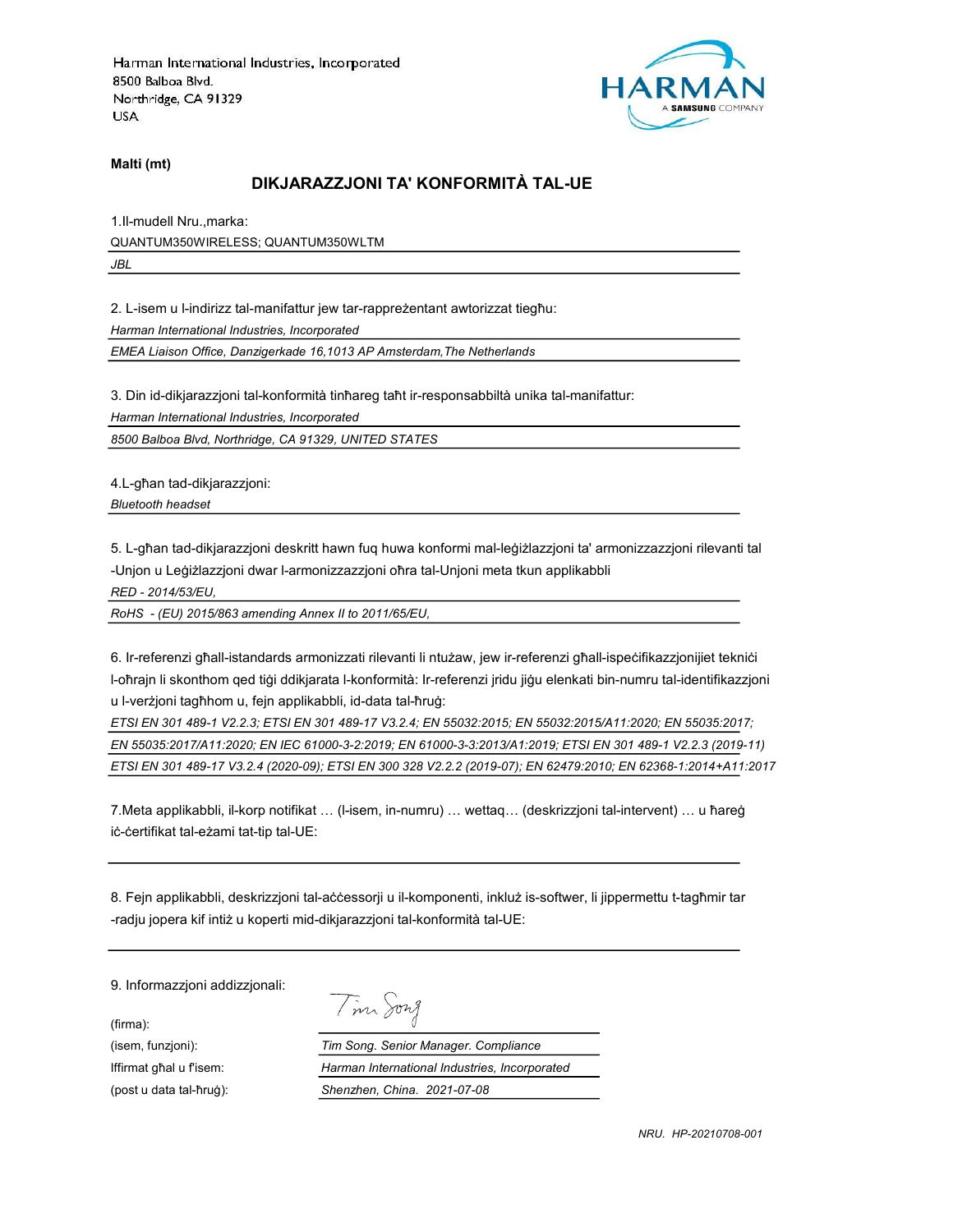Harman International Industries, Incorporated
8500 Balboa Blvd.
Northridge, CA 91329
USA

HARMAN
A SAMSUNG COMPANY

**Malti (mt)**

## DIKJARAZZJONI TA' KONFORMITÀ TAL-UE

1.Il-mudell Nru.,marka:

QUANTUM350WIRELESS; QUANTUM350WLTM

*JBL*

2. L-isem u l-indirizz tal-manifattur jew tar-rappreżentant awtorizzat tiegħu:

*Harman International Industries, Incorporated*

*EMEA Liaison Office, Danzigerkade 16,1013 AP Amsterdam,The Netherlands*

3. Din id-dikjarazzjoni tal-konformità tinħareg taħt ir-responsabbiltà unika tal-manifattur:

*Harman International Industries, Incorporated*

*8500 Balboa Blvd, Northridge, CA 91329, UNITED STATES*

4.L-għan tad-dikjarazzjoni:

*Bluetooth headset*

5. L-għan tad-dikjarazzjoni deskritt hawn fuq huwa konformi mal-leġiżlazzjoni ta' armonizzazzjoni rilevanti tal -Unjon u Leġiżlazzjoni dwar l-armonizzazzjoni oħra tal-Unjoni meta tkun applikabbli

*RED - 2014/53/EU,*

*RoHS - (EU) 2015/863 amending Annex II to 2011/65/EU,*

6. Ir-referenzi għall-istandards armonizzati rilevanti li ntużaw, jew ir-referenzi għall-ispeċifikazzjonijiet tekniċi l-oħrajn li skonthom qed tiġi ddikjarata l-konformità: Ir-referenzi jridu jiġu elenkati bin-numru tal-identifikazzjoni u l-verżjoni tagħhom u, fejn applikabbli, id-data tal-ħruġ:

*ETSI EN 301 489-1 V2.2.3; ETSI EN 301 489-17 V3.2.4; EN 55032:2015; EN 55032:2015/A11:2020; EN 55035:2017; EN 55035:2017/A11:2020; EN IEC 61000-3-2:2019; EN 61000-3-3:2013/A1:2019; ETSI EN 301 489-1 V2.2.3 (2019-11) ETSI EN 301 489-17 V3.2.4 (2020-09); ETSI EN 300 328 V2.2.2 (2019-07); EN 62479:2010; EN 62368-1:2014+A11:2017*

7.Meta applikabbli, il-korp notifikat … (l-isem, in-numru) … wettaq… (deskrizzjoni tal-intervent) … u ħareġ iċ-ċertifikat tal-eżami tat-tip tal-UE:

8. Fejn applikabbli, deskrizzjoni tal-aċċessorji u il-komponenti, inkluż is-softwer, li jippermettu t-tagħmir tar -radju jopera kif intiż u koperti mid-dikjarazzjoni tal-konformità tal-UE:

9. Informazzjoni addizzjonali:

| | |
|---|---|
| (firma): | Tim Song |
| (isem, funzjoni): | *Tim Song. Senior Manager. Compliance* |
| Iffirmat għal u f'isem: | *Harman International Industries, Incorporated* |
| (post u data tal-ħruġ): | *Shenzhen, China. 2021-07-08* |

*NRU. HP-20210708-001*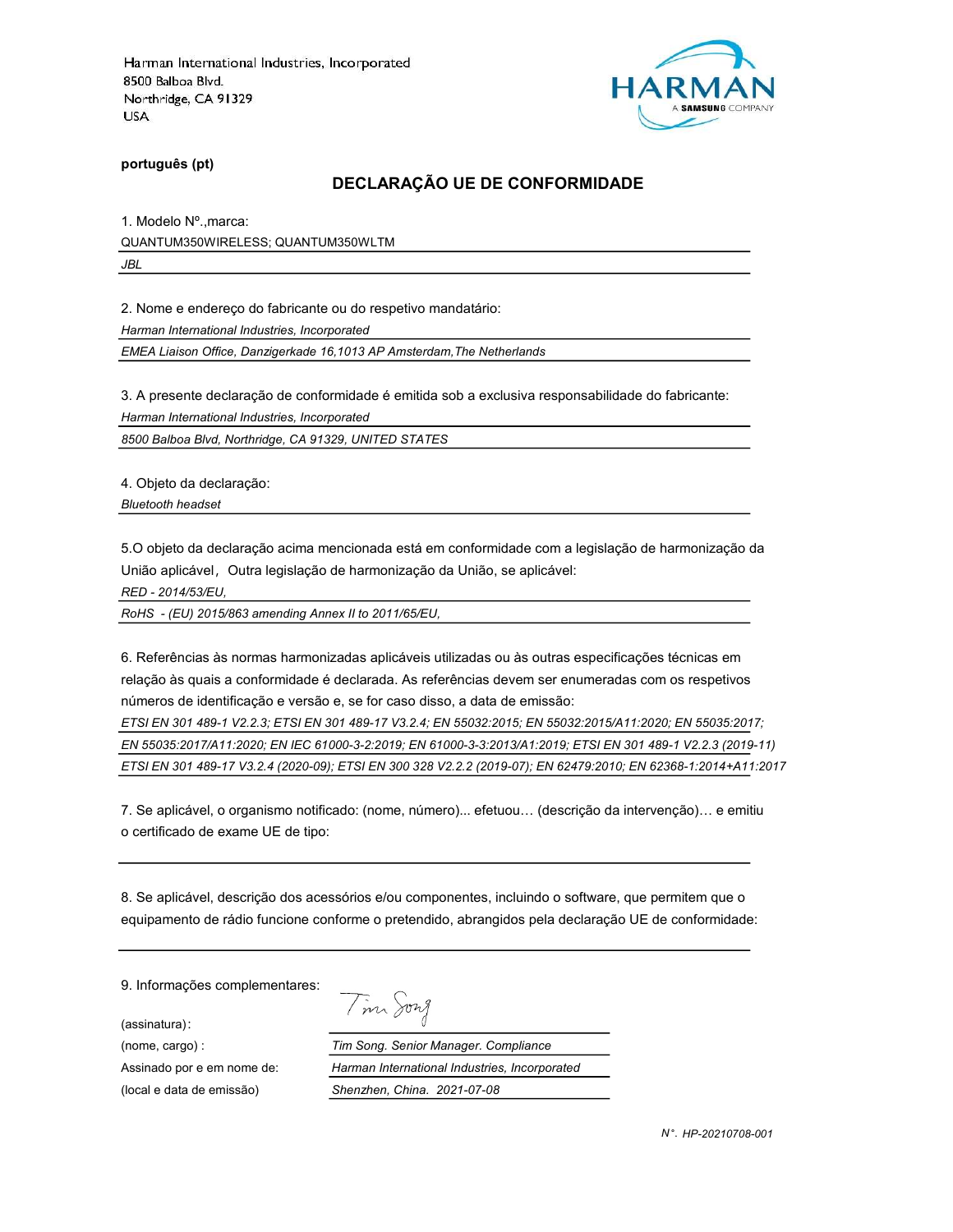Harman International Industries, Incorporated
8500 Balboa Blvd.
Northridge, CA 91329
USA

HARMAN
A SAMSUNG COMPANY

**português (pt)**

## DECLARAÇÃO UE DE CONFORMIDADE

1. Modelo Nº.,marca:

QUANTUM350WIRELESS; QUANTUM350WLTM

*JBL*

2. Nome e endereço do fabricante ou do respetivo mandatário:

*Harman International Industries, Incorporated*

*EMEA Liaison Office, Danzigerkade 16,1013 AP Amsterdam,The Netherlands*

3. A presente declaração de conformidade é emitida sob a exclusiva responsabilidade do fabricante:

*Harman International Industries, Incorporated*

*8500 Balboa Blvd, Northridge, CA 91329, UNITED STATES*

4. Objeto da declaração:

*Bluetooth headset*

5.O objeto da declaração acima mencionada está em conformidade com a legislação de harmonização da União aplicável，Outra legislação de harmonização da União, se aplicável:

*RED - 2014/53/EU,*

*RoHS - (EU) 2015/863 amending Annex II to 2011/65/EU,*

6. Referências às normas harmonizadas aplicáveis utilizadas ou às outras especificações técnicas em relação às quais a conformidade é declarada. As referências devem ser enumeradas com os respetivos números de identificação e versão e, se for caso disso, a data de emissão:

*ETSI EN 301 489-1 V2.2.3; ETSI EN 301 489-17 V3.2.4; EN 55032:2015; EN 55032:2015/A11:2020; EN 55035:2017; EN 55035:2017/A11:2020; EN IEC 61000-3-2:2019; EN 61000-3-3:2013/A1:2019; ETSI EN 301 489-1 V2.2.3 (2019-11) ETSI EN 301 489-17 V3.2.4 (2020-09); ETSI EN 300 328 V2.2.2 (2019-07); EN 62479:2010; EN 62368-1:2014+A11:2017*

7. Se aplicável, o organismo notificado: (nome, número)... efetuou… (descrição da intervenção)… e emitiu o certificado de exame UE de tipo:

8. Se aplicável, descrição dos acessórios e/ou componentes, incluindo o software, que permitem que o equipamento de rádio funcione conforme o pretendido, abrangidos pela declaração UE de conformidade:

9. Informações complementares:

(assinatura)： Tim Song

(nome, cargo) : *Tim Song. Senior Manager. Compliance*

Assinado por e em nome de: *Harman International Industries, Incorporated*

(local e data de emissão) *Shenzhen, China. 2021-07-08*

*N°. HP-20210708-001*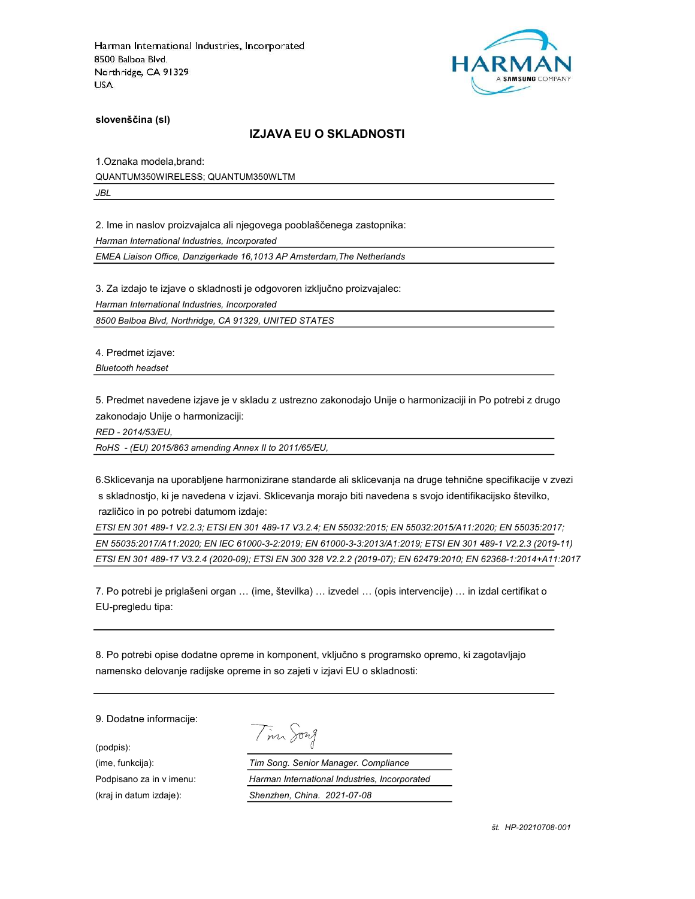Harman International Industries, Incorporated
8500 Balboa Blvd.
Northridge, CA 91329
USA

HARMAN
A SAMSUNG COMPANY

**slovenščina (sl)**

## IZJAVA EU O SKLADNOSTI

1.Oznaka modela,brand:

QUANTUM350WIRELESS; QUANTUM350WLTM

*JBL*

2. Ime in naslov proizvajalca ali njegovega pooblaščenega zastopnika:

*Harman International Industries, Incorporated*

*EMEA Liaison Office, Danzigerkade 16,1013 AP Amsterdam,The Netherlands*

3. Za izdajo te izjave o skladnosti je odgovoren izključno proizvajalec:

*Harman International Industries, Incorporated*

*8500 Balboa Blvd, Northridge, CA 91329, UNITED STATES*

4. Predmet izjave:

*Bluetooth headset*

5. Predmet navedene izjave je v skladu z ustrezno zakonodajo Unije o harmonizaciji in Po potrebi z drugo zakonodajo Unije o harmonizaciji:

*RED - 2014/53/EU,*

*RoHS - (EU) 2015/863 amending Annex II to 2011/65/EU,*

6.Sklicevanja na uporabljene harmonizirane standarde ali sklicevanja na druge tehnične specifikacije v zvezi s skladnostjo, ki je navedena v izjavi. Sklicevanja morajo biti navedena s svojo identifikacijsko številko, različico in po potrebi datumom izdaje:

*ETSI EN 301 489-1 V2.2.3; ETSI EN 301 489-17 V3.2.4; EN 55032:2015; EN 55032:2015/A11:2020; EN 55035:2017; EN 55035:2017/A11:2020; EN IEC 61000-3-2:2019; EN 61000-3-3:2013/A1:2019; ETSI EN 301 489-1 V2.2.3 (2019-11) ETSI EN 301 489-17 V3.2.4 (2020-09); ETSI EN 300 328 V2.2.2 (2019-07); EN 62479:2010; EN 62368-1:2014+A11:2017*

7. Po potrebi je priglašeni organ … (ime, številka) … izvedel … (opis intervencije) … in izdal certifikat o EU-pregledu tipa:

8. Po potrebi opise dodatne opreme in komponent, vključno s programsko opremo, ki zagotavljajo namensko delovanje radijske opreme in so zajeti v izjavi EU o skladnosti:

9. Dodatne informacije:

| | |
|---|---|
| (podpis): | Tim Song |
| (ime, funkcija): | *Tim Song. Senior Manager. Compliance* |
| Podpisano za in v imenu: | *Harman International Industries, Incorporated* |
| (kraj in datum izdaje): | *Shenzhen, China. 2021-07-08* |

*št. HP-20210708-001*